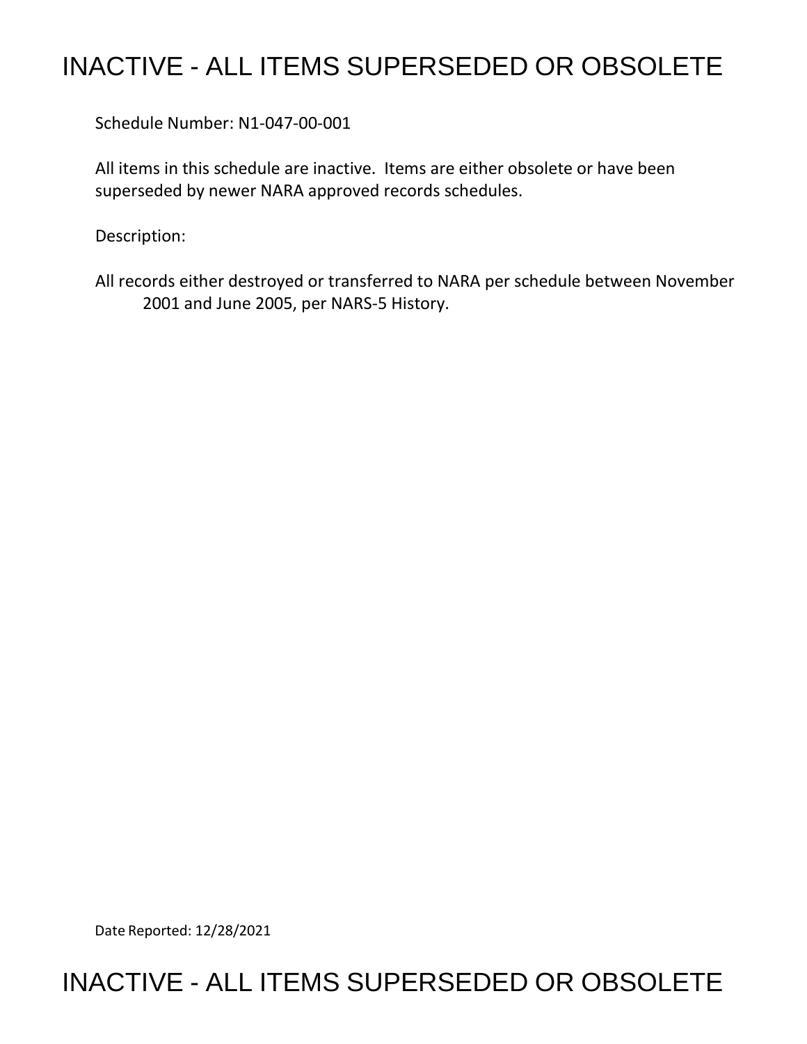# INACTIVE - ALL ITEMS SUPERSEDED OR OBSOLETE

Schedule Number: N1-047-00-001

All items in this schedule are inactive. Items are either obsolete or have been superseded by newer NARA approved records schedules.

Description:

All records either destroyed or transferred to NARA per schedule between November 2001 and June 2005, per NARS-5 History.

Date Reported: 12/28/2021

# INACTIVE - ALL ITEMS SUPERSEDED OR OBSOLETE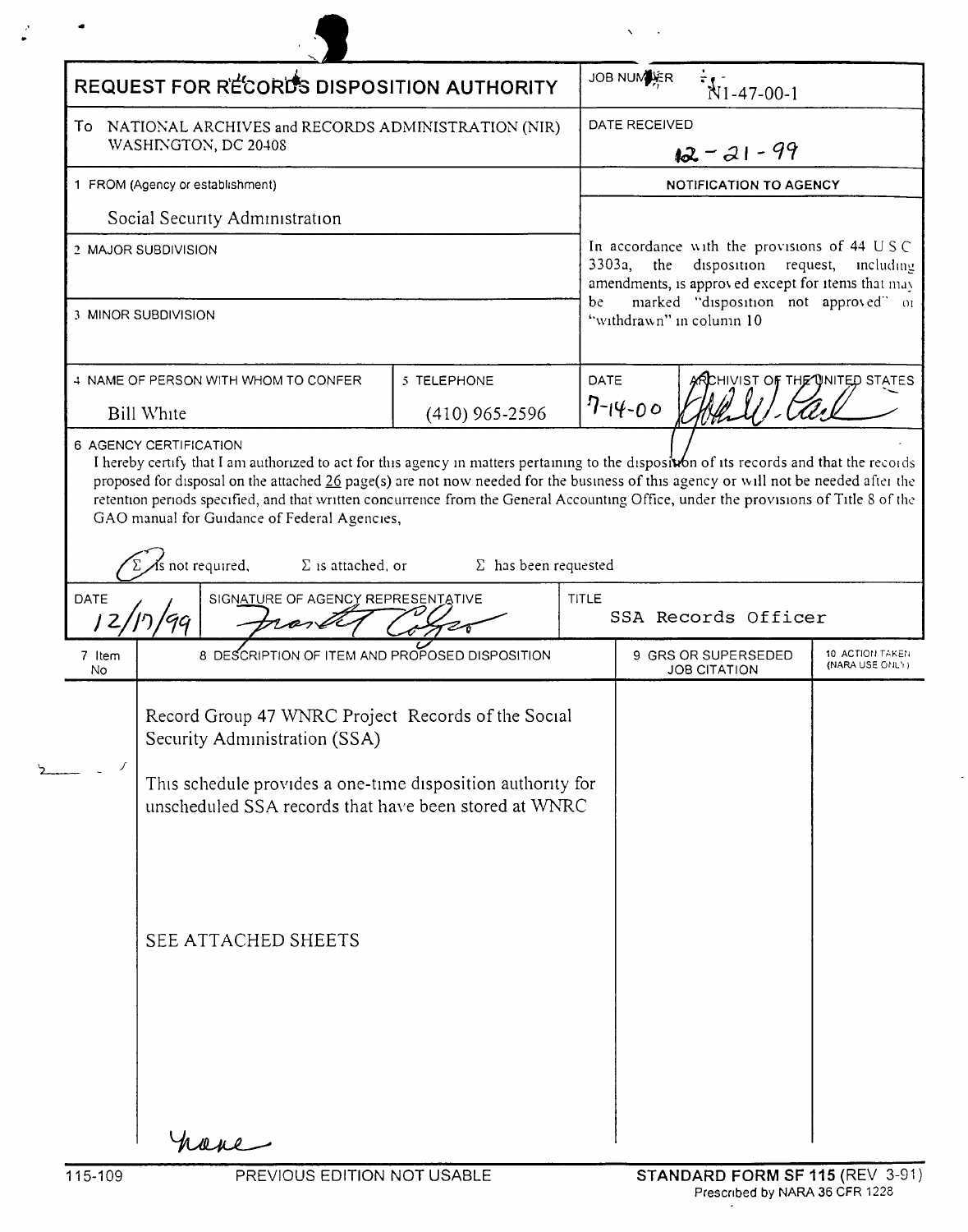# REQUEST FOR RECORDS DISPOSITION AUTHORITY

| | |
|---|---|
| To NATIONAL ARCHIVES and RECORDS ADMINISTRATION (NIR) WASHINGTON, DC 20408 | JOB NUMBER N1-47-00-1 |
| | DATE RECEIVED 12-21-99 |
| 1 FROM (Agency or establishment) Social Security Administration | NOTIFICATION TO AGENCY |
| 2 MAJOR SUBDIVISION | In accordance with the provisions of 44 U S C 3303a, the disposition request, including amendments, is approved except for items that may be marked "disposition not approved" or "withdrawn" in column 10 |
| 3 MINOR SUBDIVISION | |
| 4 NAME OF PERSON WITH WHOM TO CONFER: Bill White — 5 TELEPHONE: (410) 965-2596 | DATE 7-14-00 — ARCHIVIST OF THE UNITED STATES [signature] |

6 AGENCY CERTIFICATION

I hereby certify that I am authorized to act for this agency in matters pertaining to the disposition of its records and that the records proposed for disposal on the attached 26 page(s) are not now needed for the business of this agency or will not be needed after the retention periods specified, and that written concurrence from the General Accounting Office, under the provisions of Title 8 of the GAO manual for Guidance of Federal Agencies,

(Σ is not required — circled), Σ is attached, or Σ has been requested

| DATE | SIGNATURE OF AGENCY REPRESENTATIVE | TITLE |
|---|---|---|
| 12/17/99 | [signature] | SSA Records Officer |

| 7 Item No | 8 DESCRIPTION OF ITEM AND PROPOSED DISPOSITION | 9 GRS OR SUPERSEDED JOB CITATION | 10 ACTION TAKEN (NARA USE ONLY) |
|---|---|---|---|
| | Record Group 47 WNRC Project Records of the Social Security Administration (SSA)<br><br>This schedule provides a one-time disposition authority for unscheduled SSA records that have been stored at WNRC<br><br>SEE ATTACHED SHEETS<br><br>None | | |

115-109 PREVIOUS EDITION NOT USABLE

STANDARD FORM SF 115 (REV 3-91) Prescribed by NARA 36 CFR 1228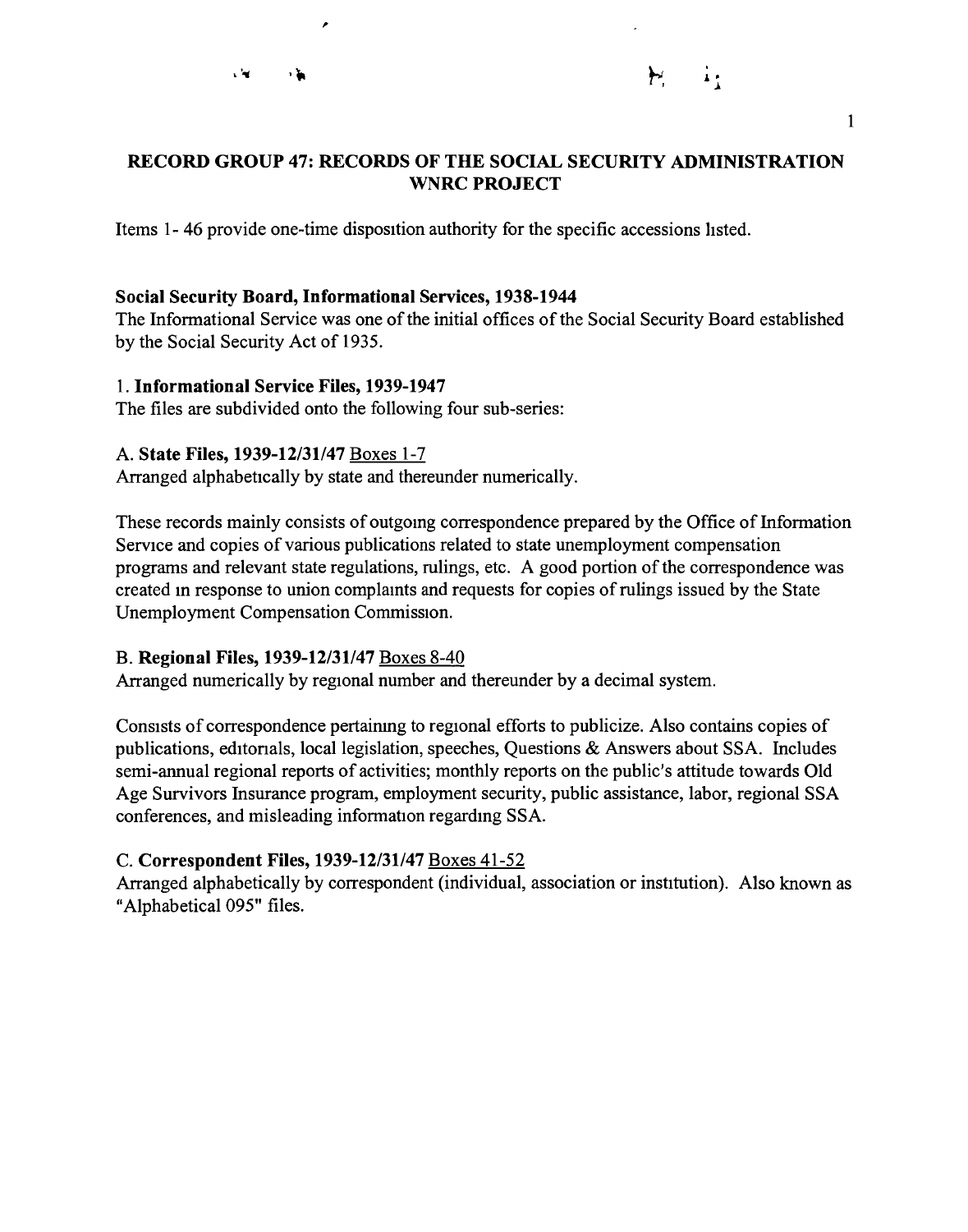## RECORD GROUP 47: RECORDS OF THE SOCIAL SECURITY ADMINISTRATION WNRC PROJECT

Items 1- 46 provide one-time disposition authority for the specific accessions listed.

### Social Security Board, Informational Services, 1938-1944

The Informational Service was one of the initial offices of the Social Security Board established by the Social Security Act of 1935.

1. **Informational Service Files, 1939-1947**

The files are subdivided onto the following four sub-series:

A. **State Files, 1939-12/31/47** Boxes 1-7

Arranged alphabetically by state and thereunder numerically.

These records mainly consists of outgoing correspondence prepared by the Office of Information Service and copies of various publications related to state unemployment compensation programs and relevant state regulations, rulings, etc. A good portion of the correspondence was created in response to union complaints and requests for copies of rulings issued by the State Unemployment Compensation Commission.

B. **Regional Files, 1939-12/31/47** Boxes 8-40

Arranged numerically by regional number and thereunder by a decimal system.

Consists of correspondence pertaining to regional efforts to publicize. Also contains copies of publications, editorials, local legislation, speeches, Questions & Answers about SSA. Includes semi-annual regional reports of activities; monthly reports on the public's attitude towards Old Age Survivors Insurance program, employment security, public assistance, labor, regional SSA conferences, and misleading information regarding SSA.

C. **Correspondent Files, 1939-12/31/47** Boxes 41-52

Arranged alphabetically by correspondent (individual, association or institution). Also known as "Alphabetical 095" files.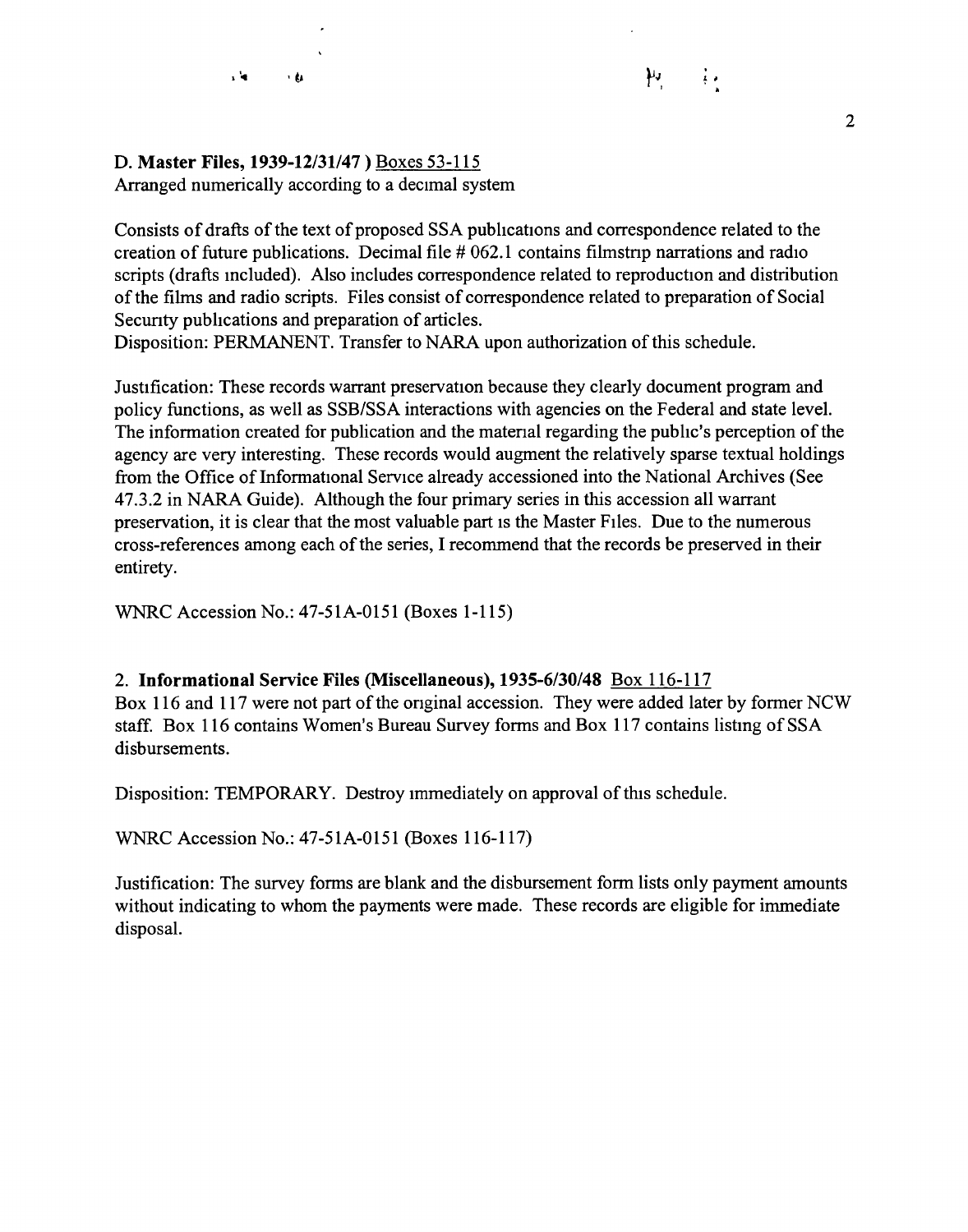**D. Master Files, 1939-12/31/47 )** Boxes 53-115
Arranged numerically according to a decimal system

Consists of drafts of the text of proposed SSA publications and correspondence related to the creation of future publications. Decimal file # 062.1 contains filmstrip narrations and radio scripts (drafts included). Also includes correspondence related to reproduction and distribution of the films and radio scripts. Files consist of correspondence related to preparation of Social Security publications and preparation of articles.
Disposition: PERMANENT. Transfer to NARA upon authorization of this schedule.

Justification: These records warrant preservation because they clearly document program and policy functions, as well as SSB/SSA interactions with agencies on the Federal and state level. The information created for publication and the material regarding the public's perception of the agency are very interesting. These records would augment the relatively sparse textual holdings from the Office of Informational Service already accessioned into the National Archives (See 47.3.2 in NARA Guide). Although the four primary series in this accession all warrant preservation, it is clear that the most valuable part is the Master Files. Due to the numerous cross-references among each of the series, I recommend that the records be preserved in their entirety.

WNRC Accession No.: 47-51A-0151 (Boxes 1-115)

2. **Informational Service Files (Miscellaneous), 1935-6/30/48** Box 116-117
Box 116 and 117 were not part of the original accession. They were added later by former NCW staff. Box 116 contains Women's Bureau Survey forms and Box 117 contains listing of SSA disbursements.

Disposition: TEMPORARY. Destroy immediately on approval of this schedule.

WNRC Accession No.: 47-51A-0151 (Boxes 116-117)

Justification: The survey forms are blank and the disbursement form lists only payment amounts without indicating to whom the payments were made. These records are eligible for immediate disposal.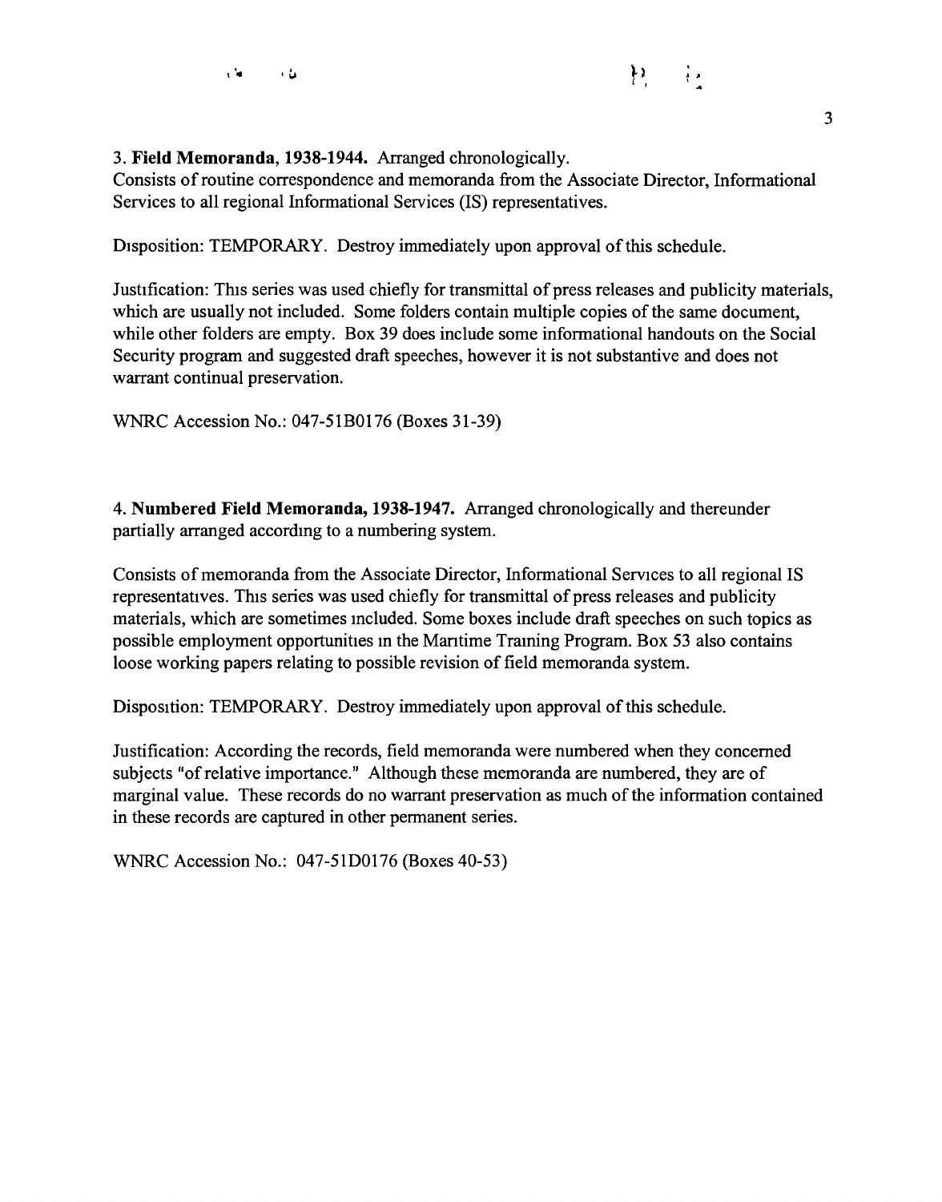3. **Field Memoranda, 1938-1944.** Arranged chronologically.
Consists of routine correspondence and memoranda from the Associate Director, Informational Services to all regional Informational Services (IS) representatives.

Disposition: TEMPORARY. Destroy immediately upon approval of this schedule.

Justification: This series was used chiefly for transmittal of press releases and publicity materials, which are usually not included. Some folders contain multiple copies of the same document, while other folders are empty. Box 39 does include some informational handouts on the Social Security program and suggested draft speeches, however it is not substantive and does not warrant continual preservation.

WNRC Accession No.: 047-51B0176 (Boxes 31-39)

4. **Numbered Field Memoranda, 1938-1947.** Arranged chronologically and thereunder partially arranged according to a numbering system.

Consists of memoranda from the Associate Director, Informational Services to all regional IS representatives. This series was used chiefly for transmittal of press releases and publicity materials, which are sometimes included. Some boxes include draft speeches on such topics as possible employment opportunities in the Maritime Training Program. Box 53 also contains loose working papers relating to possible revision of field memoranda system.

Disposition: TEMPORARY. Destroy immediately upon approval of this schedule.

Justification: According the records, field memoranda were numbered when they concerned subjects "of relative importance." Although these memoranda are numbered, they are of marginal value. These records do no warrant preservation as much of the information contained in these records are captured in other permanent series.

WNRC Accession No.: 047-51D0176 (Boxes 40-53)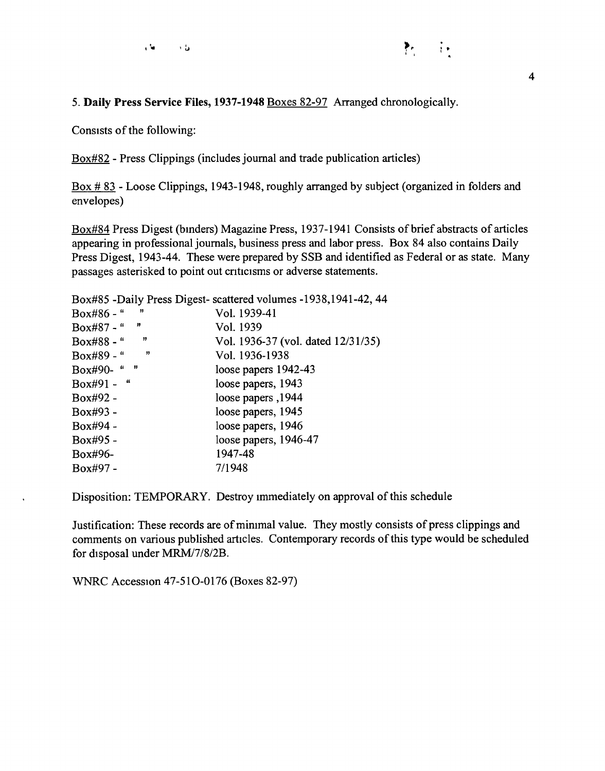5. **Daily Press Service Files, 1937-1948** Boxes 82-97 Arranged chronologically.

Consists of the following:

Box#82 - Press Clippings (includes journal and trade publication articles)

Box # 83 - Loose Clippings, 1943-1948, roughly arranged by subject (organized in folders and envelopes)

Box#84 Press Digest (binders) Magazine Press, 1937-1941 Consists of brief abstracts of articles appearing in professional journals, business press and labor press. Box 84 also contains Daily Press Digest, 1943-44. These were prepared by SSB and identified as Federal or as state. Many passages asterisked to point out criticisms or adverse statements.

Box#85 -Daily Press Digest- scattered volumes -1938,1941-42, 44

| | |
|---|---|
| Box#86 - " " | Vol. 1939-41 |
| Box#87 - " " | Vol. 1939 |
| Box#88 - " " | Vol. 1936-37 (vol. dated 12/31/35) |
| Box#89 - " " | Vol. 1936-1938 |
| Box#90- " " | loose papers 1942-43 |
| Box#91 - " | loose papers, 1943 |
| Box#92 - | loose papers ,1944 |
| Box#93 - | loose papers, 1945 |
| Box#94 - | loose papers, 1946 |
| Box#95 - | loose papers, 1946-47 |
| Box#96- | 1947-48 |
| Box#97 - | 7/1948 |

Disposition: TEMPORARY. Destroy immediately on approval of this schedule

Justification: These records are of minimal value. They mostly consists of press clippings and comments on various published articles. Contemporary records of this type would be scheduled for disposal under MRM/7/8/2B.

WNRC Accession 47-510-0176 (Boxes 82-97)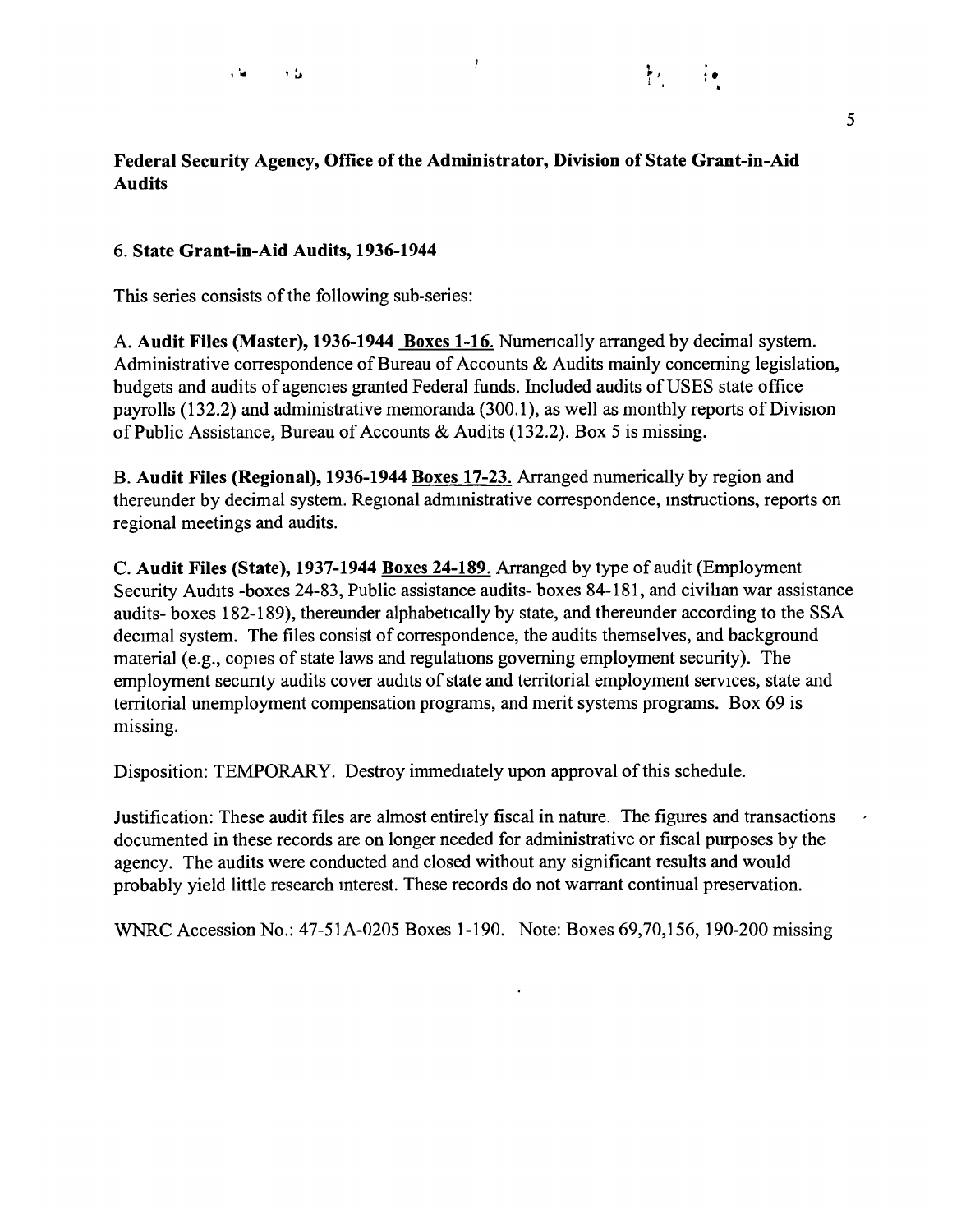**Federal Security Agency, Office of the Administrator, Division of State Grant-in-Aid Audits**

6. **State Grant-in-Aid Audits, 1936-1944**

This series consists of the following sub-series:

A. **Audit Files (Master), 1936-1944** **Boxes 1-16.** Numerically arranged by decimal system. Administrative correspondence of Bureau of Accounts & Audits mainly concerning legislation, budgets and audits of agencies granted Federal funds. Included audits of USES state office payrolls (132.2) and administrative memoranda (300.1), as well as monthly reports of Division of Public Assistance, Bureau of Accounts & Audits (132.2). Box 5 is missing.

B. **Audit Files (Regional), 1936-1944** **Boxes 17-23.** Arranged numerically by region and thereunder by decimal system. Regional administrative correspondence, instructions, reports on regional meetings and audits.

C. **Audit Files (State), 1937-1944** **Boxes 24-189.** Arranged by type of audit (Employment Security Audits -boxes 24-83, Public assistance audits- boxes 84-181, and civilian war assistance audits- boxes 182-189), thereunder alphabetically by state, and thereunder according to the SSA decimal system. The files consist of correspondence, the audits themselves, and background material (e.g., copies of state laws and regulations governing employment security). The employment security audits cover audits of state and territorial employment services, state and territorial unemployment compensation programs, and merit systems programs. Box 69 is missing.

Disposition: TEMPORARY. Destroy immediately upon approval of this schedule.

Justification: These audit files are almost entirely fiscal in nature. The figures and transactions documented in these records are on longer needed for administrative or fiscal purposes by the agency. The audits were conducted and closed without any significant results and would probably yield little research interest. These records do not warrant continual preservation.

WNRC Accession No.: 47-51A-0205 Boxes 1-190. Note: Boxes 69,70,156, 190-200 missing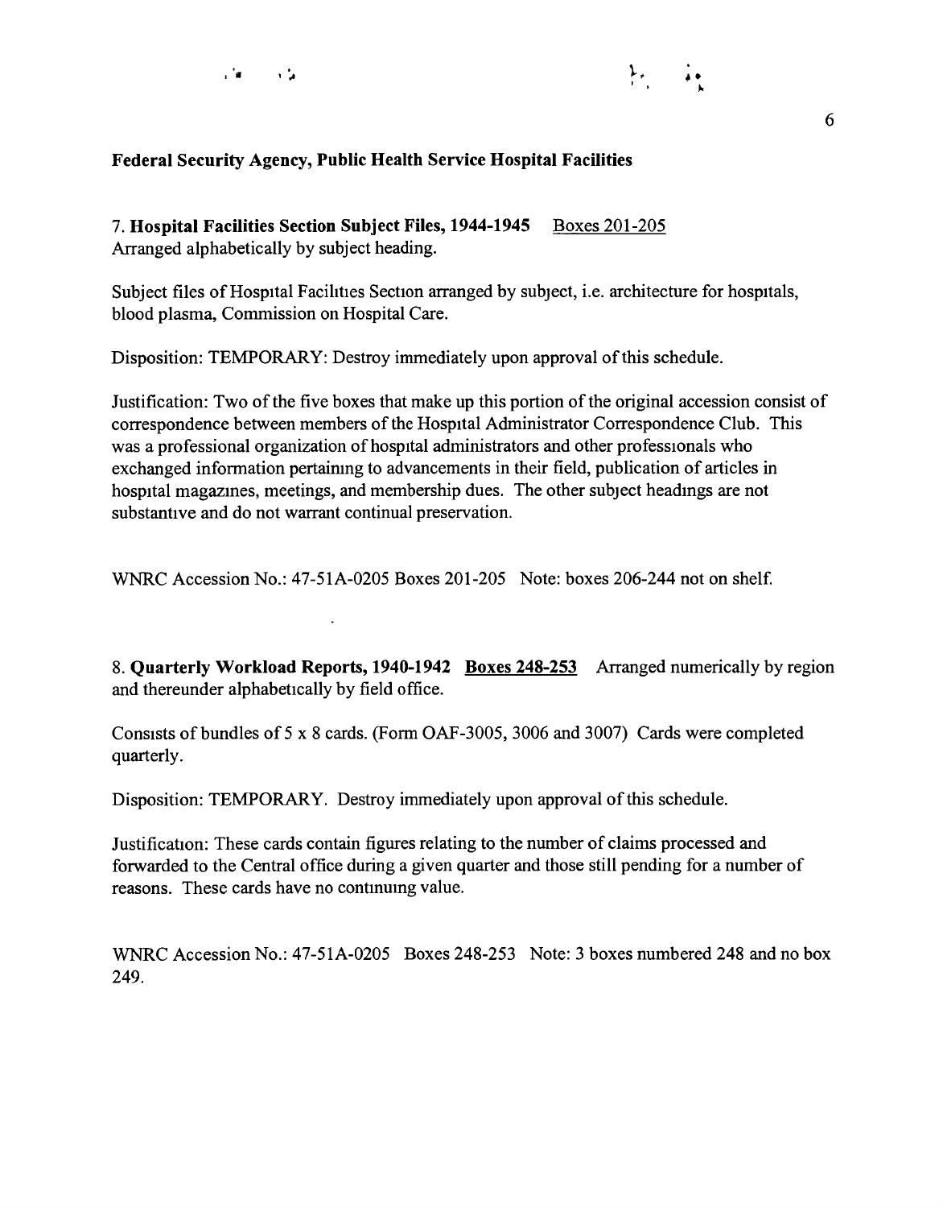**Federal Security Agency, Public Health Service Hospital Facilities**

7. **Hospital Facilities Section Subject Files, 1944-1945** Boxes 201-205
Arranged alphabetically by subject heading.

Subject files of Hospital Facilities Section arranged by subject, i.e. architecture for hospitals, blood plasma, Commission on Hospital Care.

Disposition: TEMPORARY: Destroy immediately upon approval of this schedule.

Justification: Two of the five boxes that make up this portion of the original accession consist of correspondence between members of the Hospital Administrator Correspondence Club. This was a professional organization of hospital administrators and other professionals who exchanged information pertaining to advancements in their field, publication of articles in hospital magazines, meetings, and membership dues. The other subject headings are not substantive and do not warrant continual preservation.

WNRC Accession No.: 47-51A-0205 Boxes 201-205 Note: boxes 206-244 not on shelf.

8. **Quarterly Workload Reports, 1940-1942** **Boxes 248-253** Arranged numerically by region and thereunder alphabetically by field office.

Consists of bundles of 5 x 8 cards. (Form OAF-3005, 3006 and 3007) Cards were completed quarterly.

Disposition: TEMPORARY. Destroy immediately upon approval of this schedule.

Justification: These cards contain figures relating to the number of claims processed and forwarded to the Central office during a given quarter and those still pending for a number of reasons. These cards have no continuing value.

WNRC Accession No.: 47-51A-0205 Boxes 248-253 Note: 3 boxes numbered 248 and no box 249.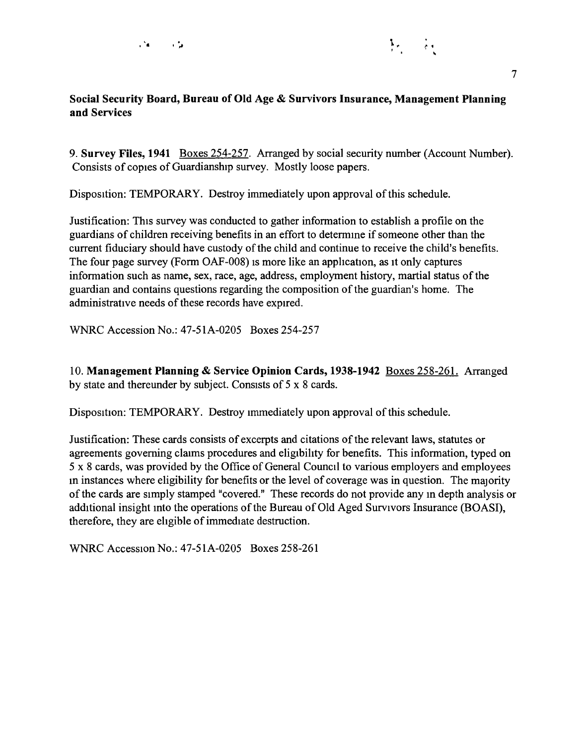**Social Security Board, Bureau of Old Age & Survivors Insurance, Management Planning and Services**

9. **Survey Files, 1941** Boxes 254-257. Arranged by social security number (Account Number). Consists of copies of Guardianship survey. Mostly loose papers.

Disposition: TEMPORARY. Destroy immediately upon approval of this schedule.

Justification: This survey was conducted to gather information to establish a profile on the guardians of children receiving benefits in an effort to determine if someone other than the current fiduciary should have custody of the child and continue to receive the child's benefits. The four page survey (Form OAF-008) is more like an application, as it only captures information such as name, sex, race, age, address, employment history, martial status of the guardian and contains questions regarding the composition of the guardian's home. The administrative needs of these records have expired.

WNRC Accession No.: 47-51A-0205 Boxes 254-257

10. **Management Planning & Service Opinion Cards, 1938-1942** Boxes 258-261. Arranged by state and thereunder by subject. Consists of 5 x 8 cards.

Disposition: TEMPORARY. Destroy immediately upon approval of this schedule.

Justification: These cards consists of excerpts and citations of the relevant laws, statutes or agreements governing claims procedures and eligibility for benefits. This information, typed on 5 x 8 cards, was provided by the Office of General Council to various employers and employees in instances where eligibility for benefits or the level of coverage was in question. The majority of the cards are simply stamped "covered." These records do not provide any in depth analysis or additional insight into the operations of the Bureau of Old Aged Survivors Insurance (BOASI), therefore, they are eligible of immediate destruction.

WNRC Accession No.: 47-51A-0205 Boxes 258-261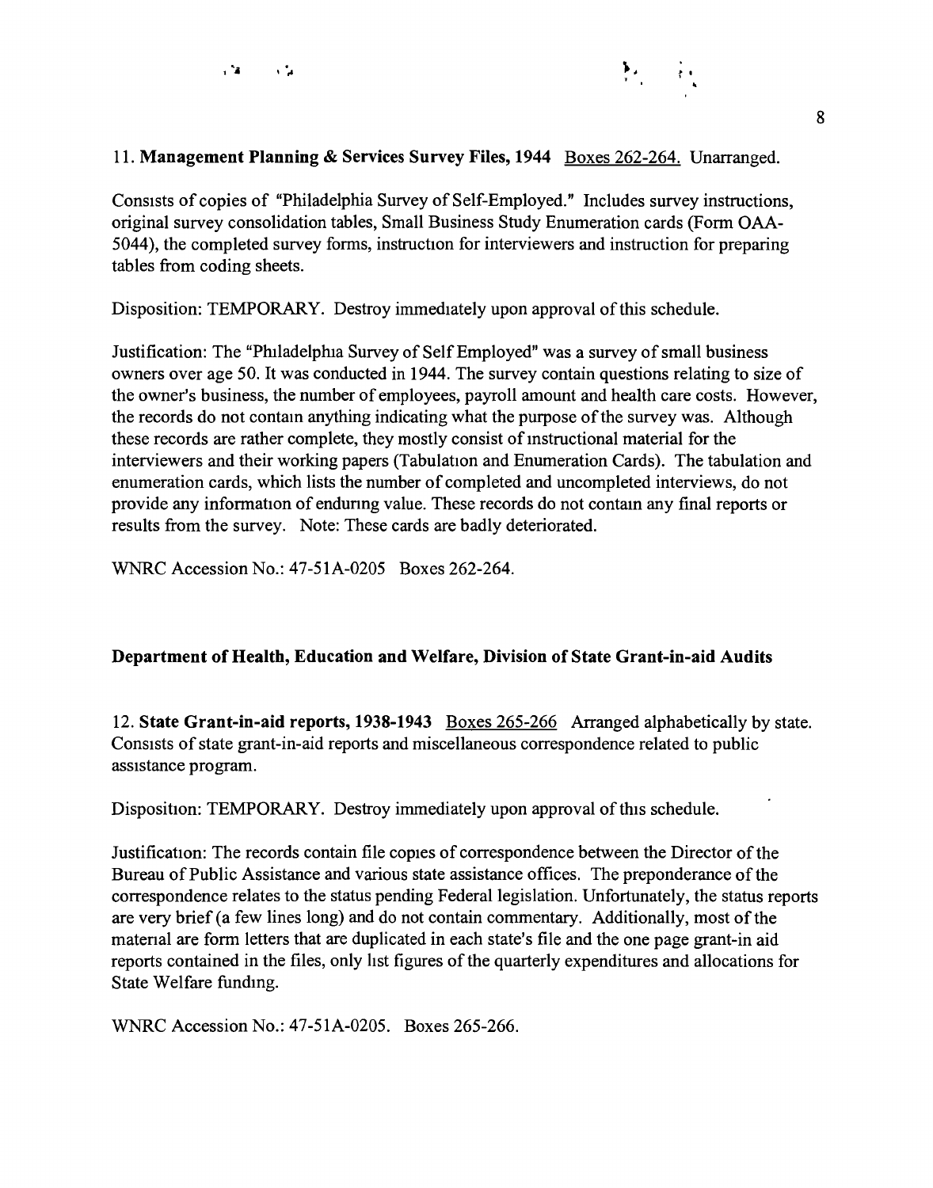11. **Management Planning & Services Survey Files, 1944** Boxes 262-264. Unarranged.

Consists of copies of "Philadelphia Survey of Self-Employed." Includes survey instructions, original survey consolidation tables, Small Business Study Enumeration cards (Form OAA-5044), the completed survey forms, instruction for interviewers and instruction for preparing tables from coding sheets.

Disposition: TEMPORARY. Destroy immediately upon approval of this schedule.

Justification: The "Philadelphia Survey of Self Employed" was a survey of small business owners over age 50. It was conducted in 1944. The survey contain questions relating to size of the owner's business, the number of employees, payroll amount and health care costs. However, the records do not contain anything indicating what the purpose of the survey was. Although these records are rather complete, they mostly consist of instructional material for the interviewers and their working papers (Tabulation and Enumeration Cards). The tabulation and enumeration cards, which lists the number of completed and uncompleted interviews, do not provide any information of enduring value. These records do not contain any final reports or results from the survey. Note: These cards are badly deteriorated.

WNRC Accession No.: 47-51A-0205 Boxes 262-264.

**Department of Health, Education and Welfare, Division of State Grant-in-aid Audits**

12. **State Grant-in-aid reports, 1938-1943** Boxes 265-266 Arranged alphabetically by state. Consists of state grant-in-aid reports and miscellaneous correspondence related to public assistance program.

Disposition: TEMPORARY. Destroy immediately upon approval of this schedule.

Justification: The records contain file copies of correspondence between the Director of the Bureau of Public Assistance and various state assistance offices. The preponderance of the correspondence relates to the status pending Federal legislation. Unfortunately, the status reports are very brief (a few lines long) and do not contain commentary. Additionally, most of the material are form letters that are duplicated in each state's file and the one page grant-in aid reports contained in the files, only list figures of the quarterly expenditures and allocations for State Welfare funding.

WNRC Accession No.: 47-51A-0205. Boxes 265-266.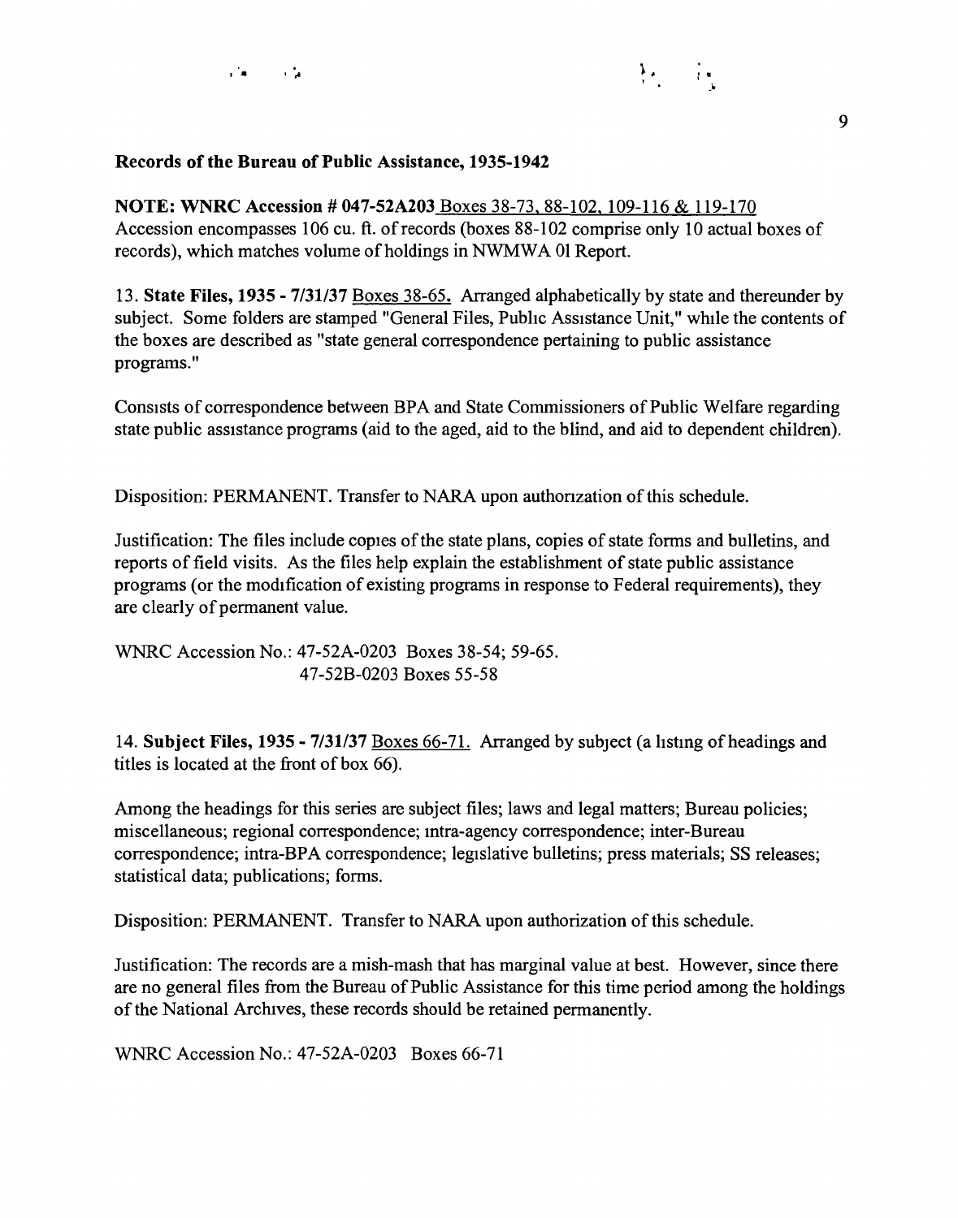**Records of the Bureau of Public Assistance, 1935-1942**

**NOTE: WNRC Accession # 047-52A203** Boxes 38-73, 88-102, 109-116 & 119-170
Accession encompasses 106 cu. ft. of records (boxes 88-102 comprise only 10 actual boxes of records), which matches volume of holdings in NWMWA 01 Report.

13. **State Files, 1935 - 7/31/37** Boxes 38-65. Arranged alphabetically by state and thereunder by subject. Some folders are stamped "General Files, Public Assistance Unit," while the contents of the boxes are described as "state general correspondence pertaining to public assistance programs."

Consists of correspondence between BPA and State Commissioners of Public Welfare regarding state public assistance programs (aid to the aged, aid to the blind, and aid to dependent children).

Disposition: PERMANENT. Transfer to NARA upon authorization of this schedule.

Justification: The files include copies of the state plans, copies of state forms and bulletins, and reports of field visits. As the files help explain the establishment of state public assistance programs (or the modification of existing programs in response to Federal requirements), they are clearly of permanent value.

WNRC Accession No.: 47-52A-0203 Boxes 38-54; 59-65.
47-52B-0203 Boxes 55-58

14. **Subject Files, 1935 - 7/31/37** Boxes 66-71. Arranged by subject (a listing of headings and titles is located at the front of box 66).

Among the headings for this series are subject files; laws and legal matters; Bureau policies; miscellaneous; regional correspondence; intra-agency correspondence; inter-Bureau correspondence; intra-BPA correspondence; legislative bulletins; press materials; SS releases; statistical data; publications; forms.

Disposition: PERMANENT. Transfer to NARA upon authorization of this schedule.

Justification: The records are a mish-mash that has marginal value at best. However, since there are no general files from the Bureau of Public Assistance for this time period among the holdings of the National Archives, these records should be retained permanently.

WNRC Accession No.: 47-52A-0203 Boxes 66-71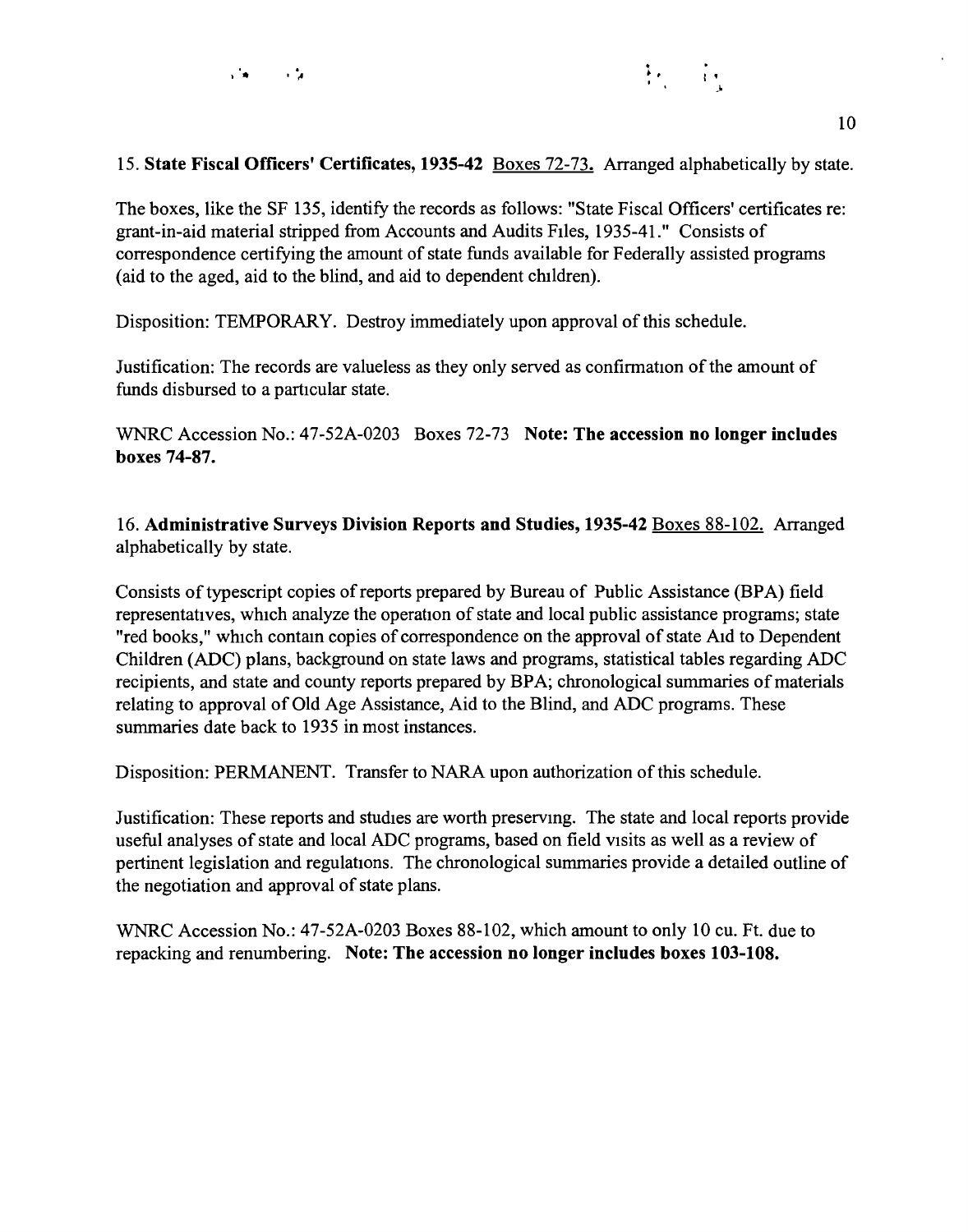15. **State Fiscal Officers' Certificates, 1935-42** Boxes 72-73. Arranged alphabetically by state.

The boxes, like the SF 135, identify the records as follows: "State Fiscal Officers' certificates re: grant-in-aid material stripped from Accounts and Audits Files, 1935-41." Consists of correspondence certifying the amount of state funds available for Federally assisted programs (aid to the aged, aid to the blind, and aid to dependent children).

Disposition: TEMPORARY. Destroy immediately upon approval of this schedule.

Justification: The records are valueless as they only served as confirmation of the amount of funds disbursed to a particular state.

WNRC Accession No.: 47-52A-0203 Boxes 72-73 **Note: The accession no longer includes boxes 74-87.**

16. **Administrative Surveys Division Reports and Studies, 1935-42** Boxes 88-102. Arranged alphabetically by state.

Consists of typescript copies of reports prepared by Bureau of Public Assistance (BPA) field representatives, which analyze the operation of state and local public assistance programs; state "red books," which contain copies of correspondence on the approval of state Aid to Dependent Children (ADC) plans, background on state laws and programs, statistical tables regarding ADC recipients, and state and county reports prepared by BPA; chronological summaries of materials relating to approval of Old Age Assistance, Aid to the Blind, and ADC programs. These summaries date back to 1935 in most instances.

Disposition: PERMANENT. Transfer to NARA upon authorization of this schedule.

Justification: These reports and studies are worth preserving. The state and local reports provide useful analyses of state and local ADC programs, based on field visits as well as a review of pertinent legislation and regulations. The chronological summaries provide a detailed outline of the negotiation and approval of state plans.

WNRC Accession No.: 47-52A-0203 Boxes 88-102, which amount to only 10 cu. Ft. due to repacking and renumbering. **Note: The accession no longer includes boxes 103-108.**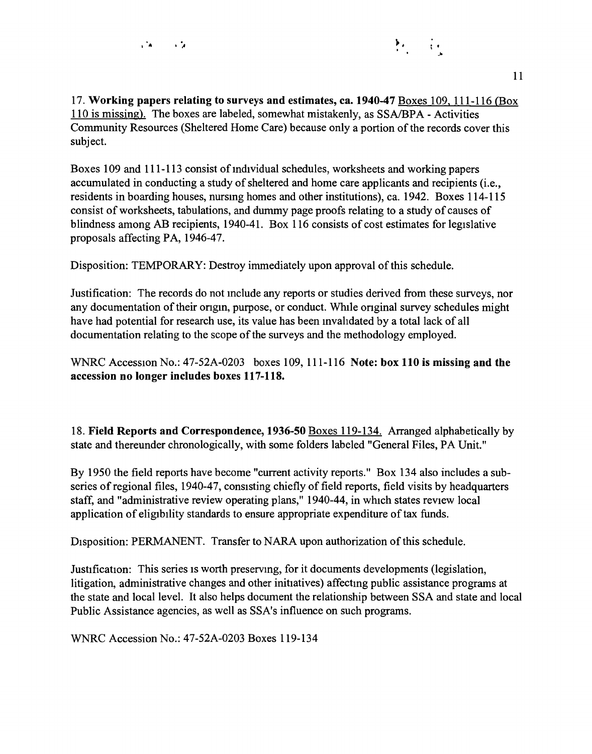17. **Working papers relating to surveys and estimates, ca. 1940-47** Boxes 109, 111-116 (Box 110 is missing). The boxes are labeled, somewhat mistakenly, as SSA/BPA - Activities Community Resources (Sheltered Home Care) because only a portion of the records cover this subject.

Boxes 109 and 111-113 consist of individual schedules, worksheets and working papers accumulated in conducting a study of sheltered and home care applicants and recipients (i.e., residents in boarding houses, nursing homes and other institutions), ca. 1942. Boxes 114-115 consist of worksheets, tabulations, and dummy page proofs relating to a study of causes of blindness among AB recipients, 1940-41. Box 116 consists of cost estimates for legislative proposals affecting PA, 1946-47.

Disposition: TEMPORARY: Destroy immediately upon approval of this schedule.

Justification: The records do not include any reports or studies derived from these surveys, nor any documentation of their origin, purpose, or conduct. While original survey schedules might have had potential for research use, its value has been invalidated by a total lack of all documentation relating to the scope of the surveys and the methodology employed.

WNRC Accession No.: 47-52A-0203 boxes 109, 111-116 **Note: box 110 is missing and the accession no longer includes boxes 117-118.**

18. **Field Reports and Correspondence, 1936-50** Boxes 119-134. Arranged alphabetically by state and thereunder chronologically, with some folders labeled "General Files, PA Unit."

By 1950 the field reports have become "current activity reports." Box 134 also includes a sub-series of regional files, 1940-47, consisting chiefly of field reports, field visits by headquarters staff, and "administrative review operating plans," 1940-44, in which states review local application of eligibility standards to ensure appropriate expenditure of tax funds.

Disposition: PERMANENT. Transfer to NARA upon authorization of this schedule.

Justification: This series is worth preserving, for it documents developments (legislation, litigation, administrative changes and other initiatives) affecting public assistance programs at the state and local level. It also helps document the relationship between SSA and state and local Public Assistance agencies, as well as SSA's influence on such programs.

WNRC Accession No.: 47-52A-0203 Boxes 119-134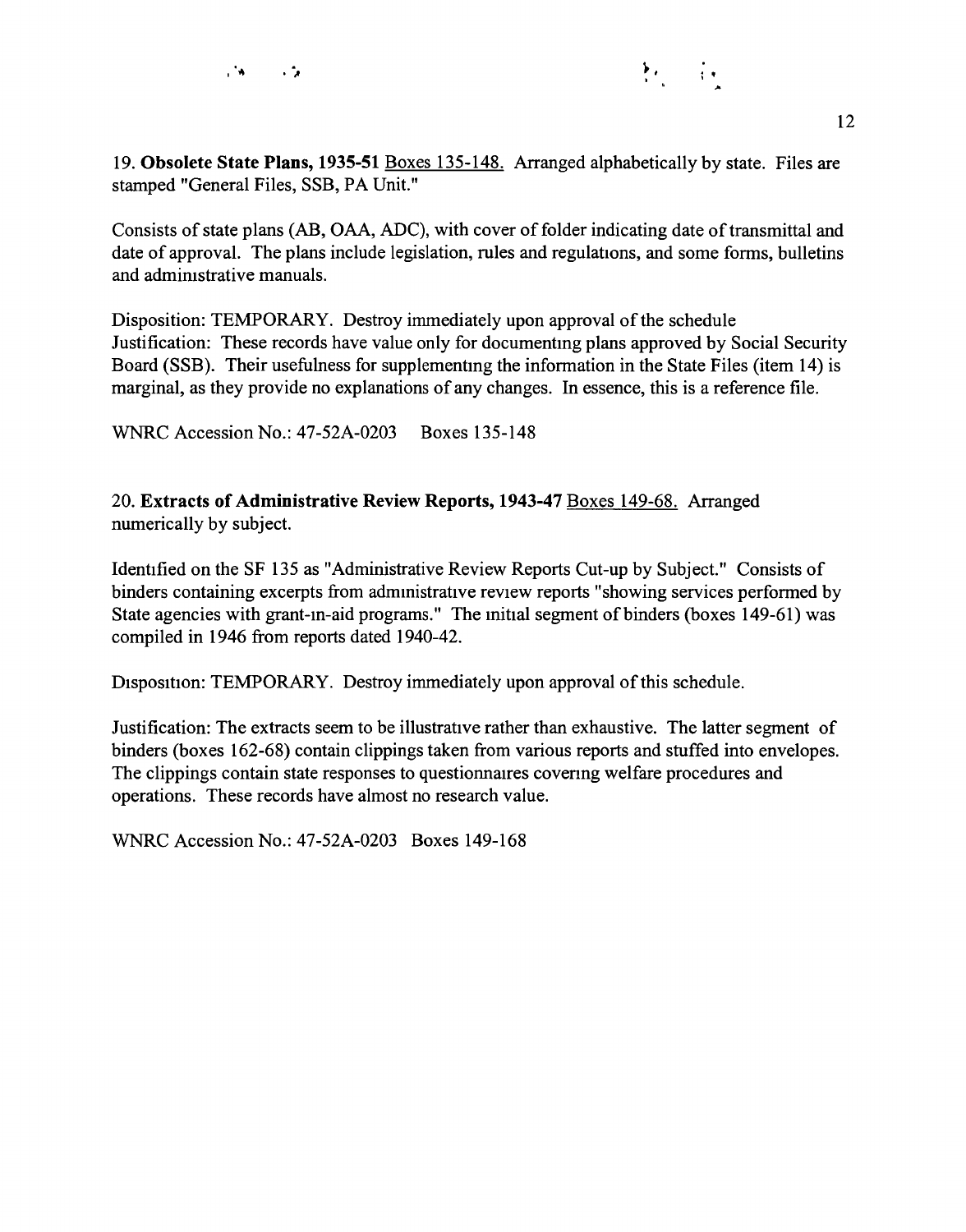19. **Obsolete State Plans, 1935-51** Boxes 135-148. Arranged alphabetically by state. Files are stamped "General Files, SSB, PA Unit."

Consists of state plans (AB, OAA, ADC), with cover of folder indicating date of transmittal and date of approval. The plans include legislation, rules and regulations, and some forms, bulletins and administrative manuals.

Disposition: TEMPORARY. Destroy immediately upon approval of the schedule
Justification: These records have value only for documenting plans approved by Social Security Board (SSB). Their usefulness for supplementing the information in the State Files (item 14) is marginal, as they provide no explanations of any changes. In essence, this is a reference file.

WNRC Accession No.: 47-52A-0203 Boxes 135-148

20. **Extracts of Administrative Review Reports, 1943-47** Boxes 149-68. Arranged numerically by subject.

Identified on the SF 135 as "Administrative Review Reports Cut-up by Subject." Consists of binders containing excerpts from administrative review reports "showing services performed by State agencies with grant-in-aid programs." The initial segment of binders (boxes 149-61) was compiled in 1946 from reports dated 1940-42.

Disposition: TEMPORARY. Destroy immediately upon approval of this schedule.

Justification: The extracts seem to be illustrative rather than exhaustive. The latter segment of binders (boxes 162-68) contain clippings taken from various reports and stuffed into envelopes. The clippings contain state responses to questionnaires covering welfare procedures and operations. These records have almost no research value.

WNRC Accession No.: 47-52A-0203 Boxes 149-168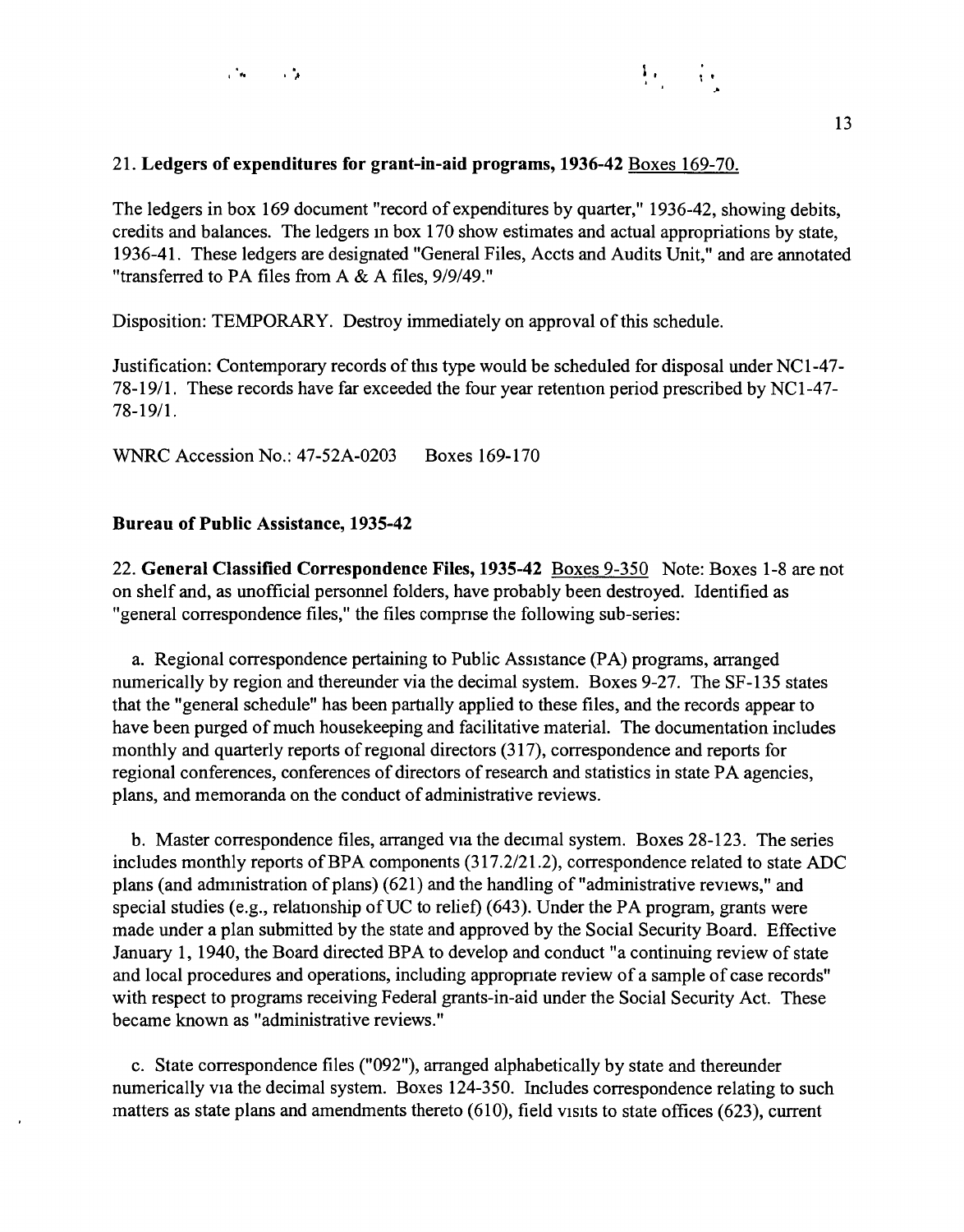21. **Ledgers of expenditures for grant-in-aid programs, 1936-42** Boxes 169-70.

The ledgers in box 169 document "record of expenditures by quarter," 1936-42, showing debits, credits and balances. The ledgers in box 170 show estimates and actual appropriations by state, 1936-41. These ledgers are designated "General Files, Accts and Audits Unit," and are annotated "transferred to PA files from A & A files, 9/9/49."

Disposition: TEMPORARY. Destroy immediately on approval of this schedule.

Justification: Contemporary records of this type would be scheduled for disposal under NC1-47-78-19/1. These records have far exceeded the four year retention period prescribed by NC1-47-78-19/1.

WNRC Accession No.: 47-52A-0203 Boxes 169-170

**Bureau of Public Assistance, 1935-42**

22. **General Classified Correspondence Files, 1935-42** Boxes 9-350 Note: Boxes 1-8 are not on shelf and, as unofficial personnel folders, have probably been destroyed. Identified as "general correspondence files," the files comprise the following sub-series:

a. Regional correspondence pertaining to Public Assistance (PA) programs, arranged numerically by region and thereunder via the decimal system. Boxes 9-27. The SF-135 states that the "general schedule" has been partially applied to these files, and the records appear to have been purged of much housekeeping and facilitative material. The documentation includes monthly and quarterly reports of regional directors (317), correspondence and reports for regional conferences, conferences of directors of research and statistics in state PA agencies, plans, and memoranda on the conduct of administrative reviews.

b. Master correspondence files, arranged via the decimal system. Boxes 28-123. The series includes monthly reports of BPA components (317.2/21.2), correspondence related to state ADC plans (and administration of plans) (621) and the handling of "administrative reviews," and special studies (e.g., relationship of UC to relief) (643). Under the PA program, grants were made under a plan submitted by the state and approved by the Social Security Board. Effective January 1, 1940, the Board directed BPA to develop and conduct "a continuing review of state and local procedures and operations, including appropriate review of a sample of case records" with respect to programs receiving Federal grants-in-aid under the Social Security Act. These became known as "administrative reviews."

c. State correspondence files ("092"), arranged alphabetically by state and thereunder numerically via the decimal system. Boxes 124-350. Includes correspondence relating to such matters as state plans and amendments thereto (610), field visits to state offices (623), current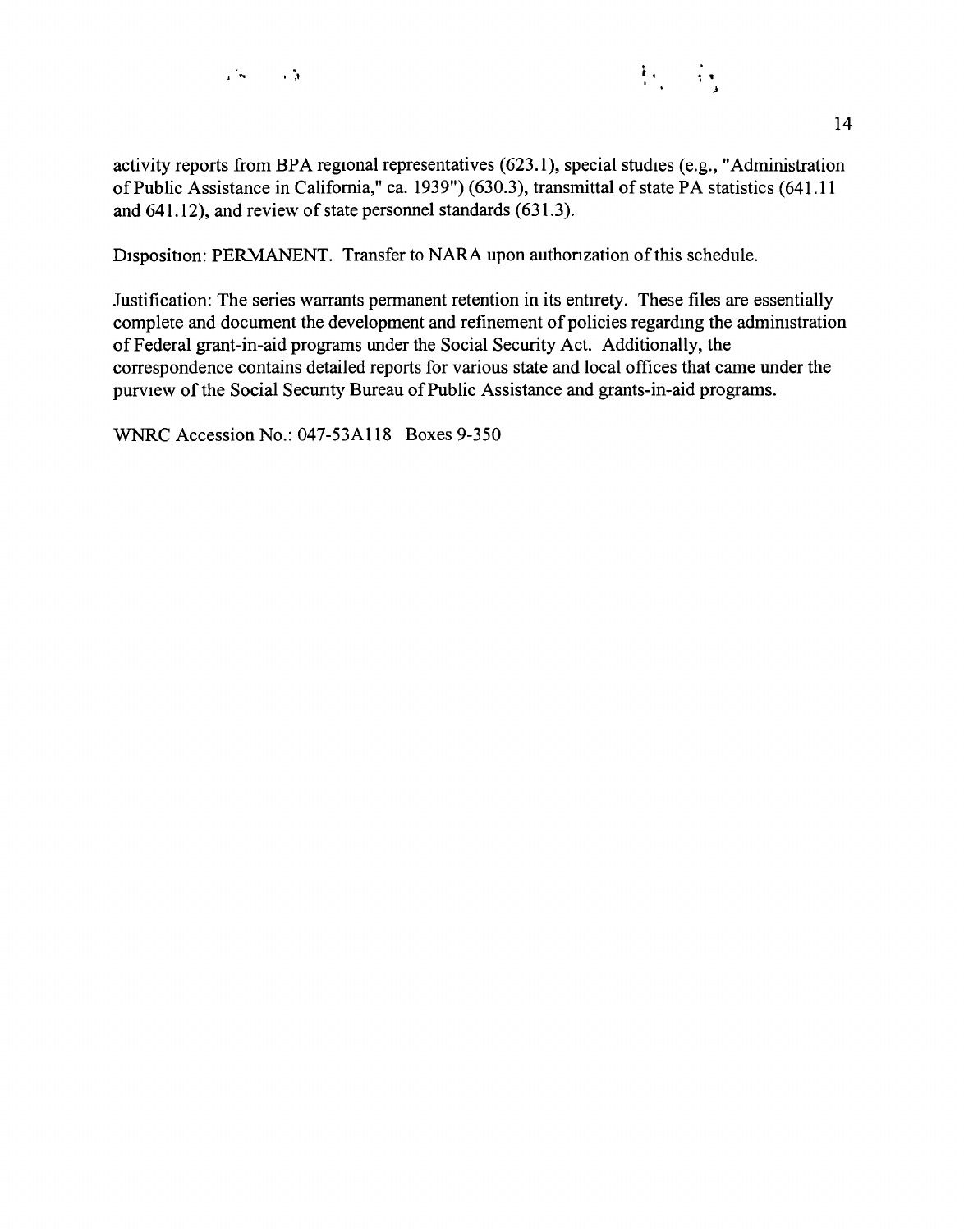activity reports from BPA regional representatives (623.1), special studies (e.g., "Administration of Public Assistance in California," ca. 1939") (630.3), transmittal of state PA statistics (641.11 and 641.12), and review of state personnel standards (631.3).

Disposition: PERMANENT. Transfer to NARA upon authorization of this schedule.

Justification: The series warrants permanent retention in its entirety. These files are essentially complete and document the development and refinement of policies regarding the administration of Federal grant-in-aid programs under the Social Security Act. Additionally, the correspondence contains detailed reports for various state and local offices that came under the purview of the Social Security Bureau of Public Assistance and grants-in-aid programs.

WNRC Accession No.: 047-53A118 Boxes 9-350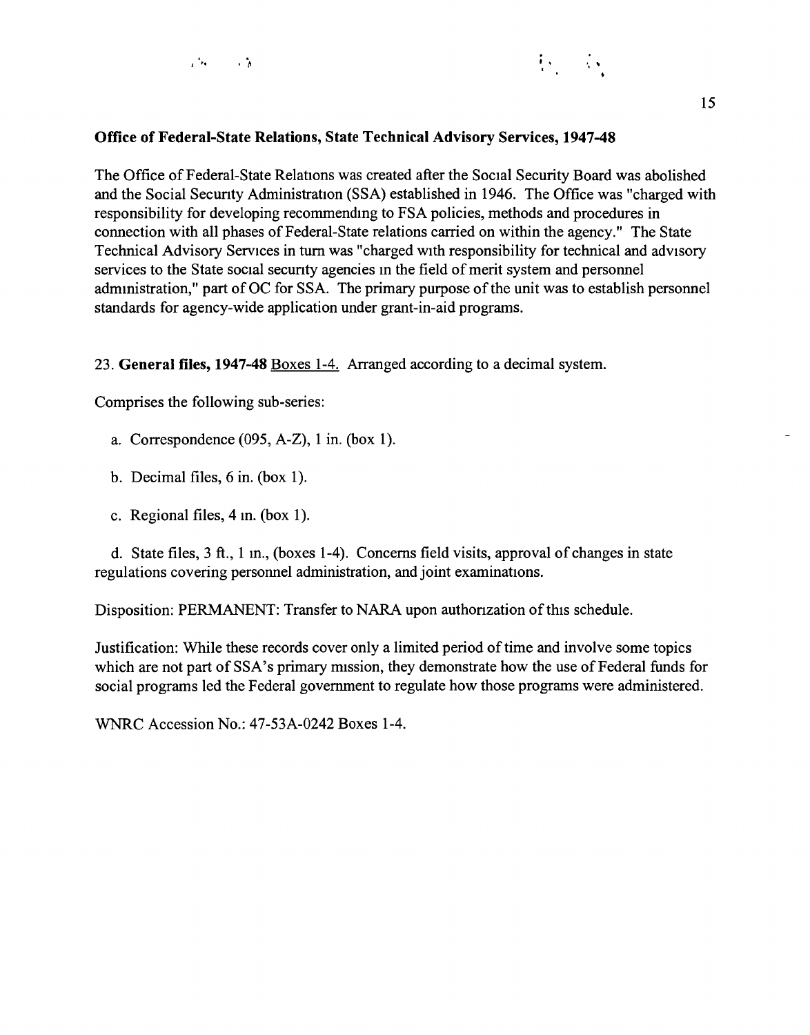**Office of Federal-State Relations, State Technical Advisory Services, 1947-48**

The Office of Federal-State Relations was created after the Social Security Board was abolished and the Social Security Administration (SSA) established in 1946. The Office was "charged with responsibility for developing recommending to FSA policies, methods and procedures in connection with all phases of Federal-State relations carried on within the agency." The State Technical Advisory Services in turn was "charged with responsibility for technical and advisory services to the State social security agencies in the field of merit system and personnel administration," part of OC for SSA. The primary purpose of the unit was to establish personnel standards for agency-wide application under grant-in-aid programs.

23. **General files, 1947-48** Boxes 1-4. Arranged according to a decimal system.

Comprises the following sub-series:

a. Correspondence (095, A-Z), 1 in. (box 1).

b. Decimal files, 6 in. (box 1).

c. Regional files, 4 in. (box 1).

d. State files, 3 ft., 1 in., (boxes 1-4). Concerns field visits, approval of changes in state regulations covering personnel administration, and joint examinations.

Disposition: PERMANENT: Transfer to NARA upon authorization of this schedule.

Justification: While these records cover only a limited period of time and involve some topics which are not part of SSA's primary mission, they demonstrate how the use of Federal funds for social programs led the Federal government to regulate how those programs were administered.

WNRC Accession No.: 47-53A-0242 Boxes 1-4.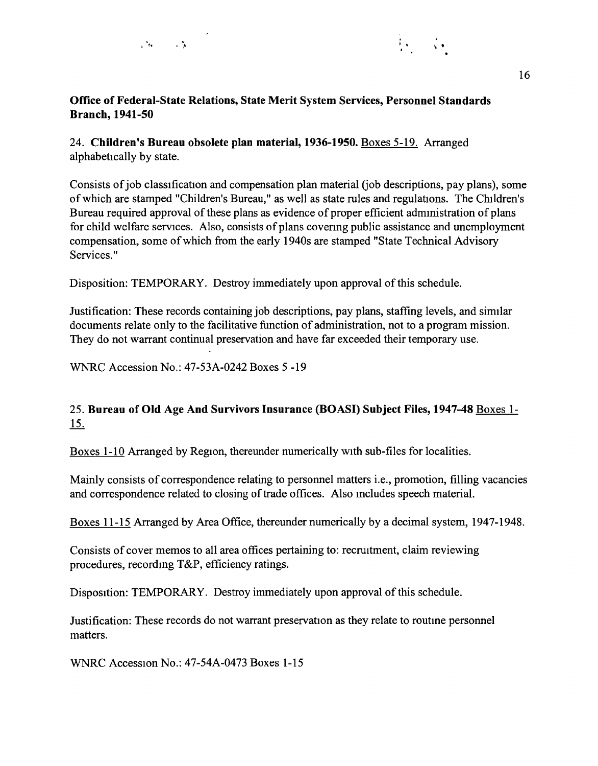**Office of Federal-State Relations, State Merit System Services, Personnel Standards Branch, 1941-50**

24. **Children's Bureau obsolete plan material, 1936-1950.** <u>Boxes 5-19.</u> Arranged alphabetically by state.

Consists of job classification and compensation plan material (job descriptions, pay plans), some of which are stamped "Children's Bureau," as well as state rules and regulations. The Children's Bureau required approval of these plans as evidence of proper efficient administration of plans for child welfare services. Also, consists of plans covering public assistance and unemployment compensation, some of which from the early 1940s are stamped "State Technical Advisory Services."

Disposition: TEMPORARY. Destroy immediately upon approval of this schedule.

Justification: These records containing job descriptions, pay plans, staffing levels, and similar documents relate only to the facilitative function of administration, not to a program mission. They do not warrant continual preservation and have far exceeded their temporary use.

WNRC Accession No.: 47-53A-0242 Boxes 5 -19

25. **Bureau of Old Age And Survivors Insurance (BOASI) Subject Files, 1947-48** <u>Boxes 1-15.</u>

<u>Boxes 1-10</u> Arranged by Region, thereunder numerically with sub-files for localities.

Mainly consists of correspondence relating to personnel matters i.e., promotion, filling vacancies and correspondence related to closing of trade offices. Also includes speech material.

<u>Boxes 11-15</u> Arranged by Area Office, thereunder numerically by a decimal system, 1947-1948.

Consists of cover memos to all area offices pertaining to: recruitment, claim reviewing procedures, recording T&P, efficiency ratings.

Disposition: TEMPORARY. Destroy immediately upon approval of this schedule.

Justification: These records do not warrant preservation as they relate to routine personnel matters.

WNRC Accession No.: 47-54A-0473 Boxes 1-15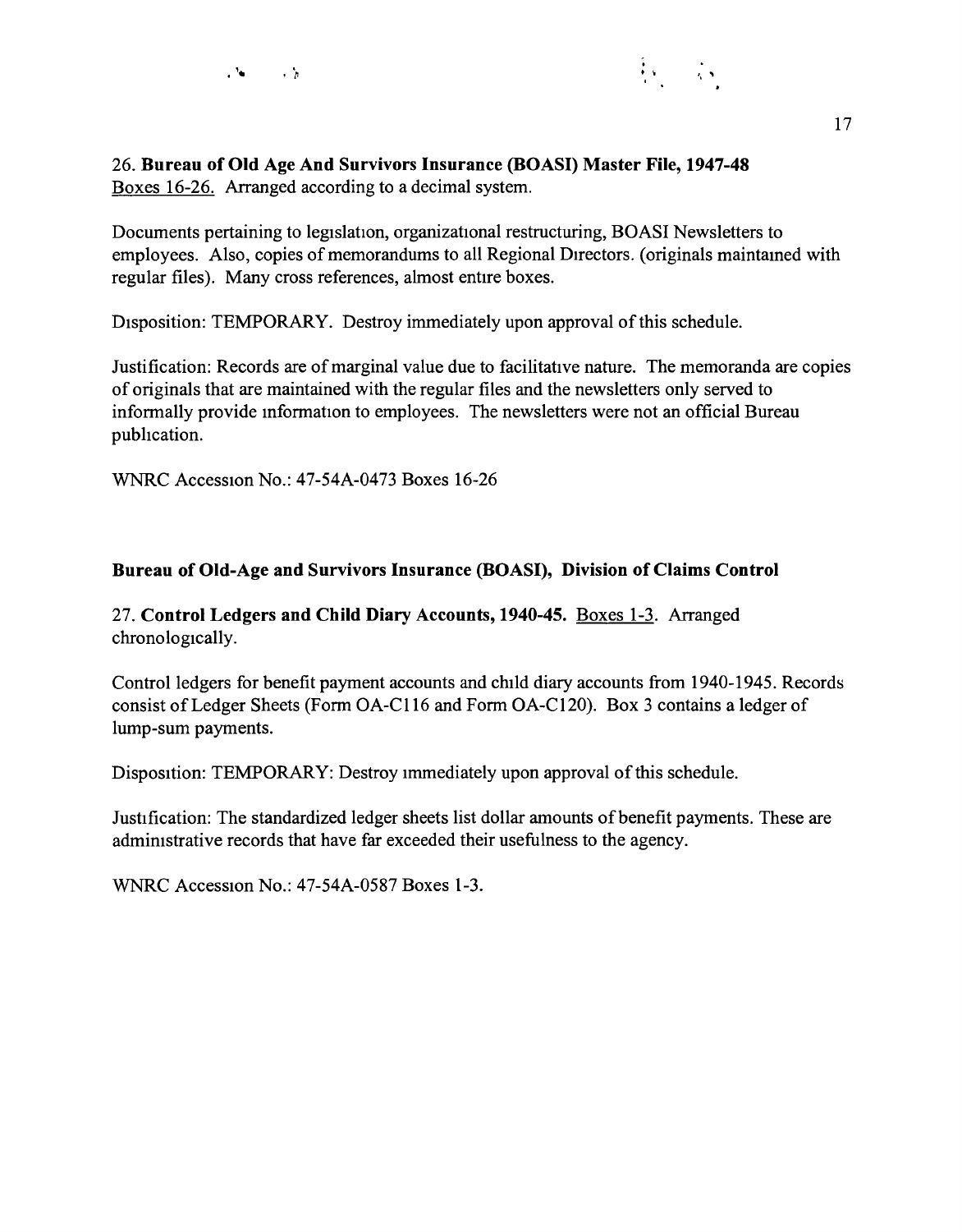26. **Bureau of Old Age And Survivors Insurance (BOASI) Master File, 1947-48**
Boxes 16-26. Arranged according to a decimal system.

Documents pertaining to legislation, organizational restructuring, BOASI Newsletters to employees. Also, copies of memorandums to all Regional Directors. (originals maintained with regular files). Many cross references, almost entire boxes.

Disposition: TEMPORARY. Destroy immediately upon approval of this schedule.

Justification: Records are of marginal value due to facilitative nature. The memoranda are copies of originals that are maintained with the regular files and the newsletters only served to informally provide information to employees. The newsletters were not an official Bureau publication.

WNRC Accession No.: 47-54A-0473 Boxes 16-26

**Bureau of Old-Age and Survivors Insurance (BOASI), Division of Claims Control**

27. **Control Ledgers and Child Diary Accounts, 1940-45.** Boxes 1-3. Arranged chronologically.

Control ledgers for benefit payment accounts and child diary accounts from 1940-1945. Records consist of Ledger Sheets (Form OA-C116 and Form OA-C120). Box 3 contains a ledger of lump-sum payments.

Disposition: TEMPORARY: Destroy immediately upon approval of this schedule.

Justification: The standardized ledger sheets list dollar amounts of benefit payments. These are administrative records that have far exceeded their usefulness to the agency.

WNRC Accession No.: 47-54A-0587 Boxes 1-3.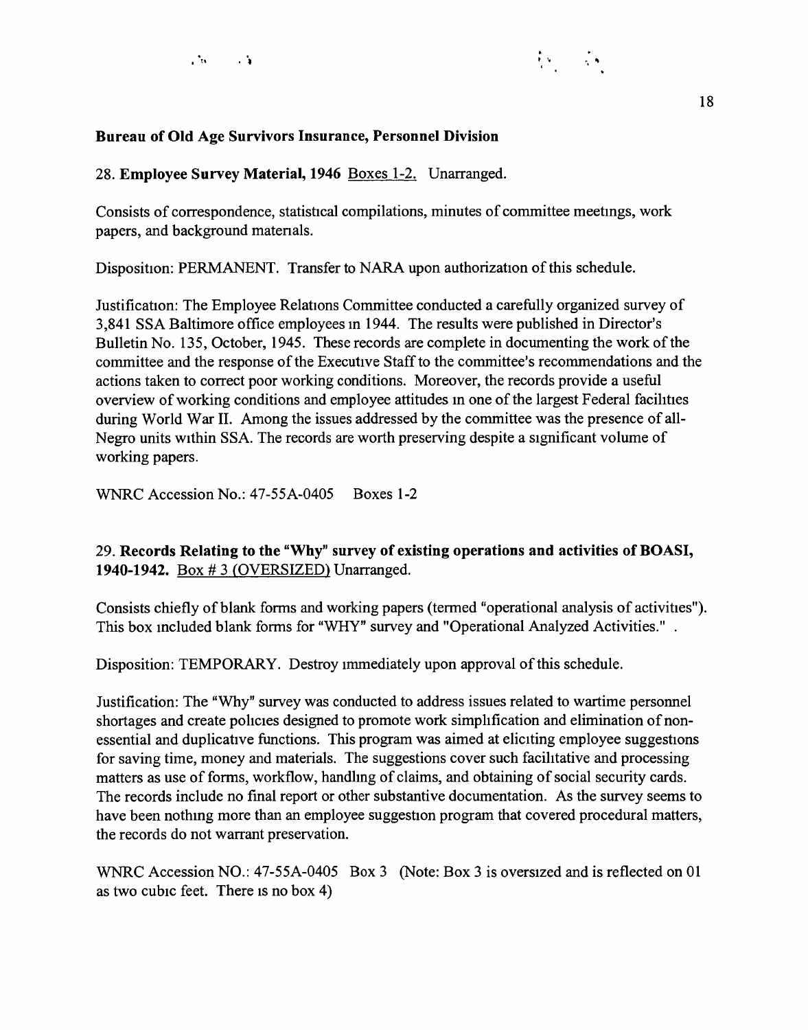**Bureau of Old Age Survivors Insurance, Personnel Division**

28. **Employee Survey Material, 1946** Boxes 1-2. Unarranged.

Consists of correspondence, statistical compilations, minutes of committee meetings, work papers, and background materials.

Disposition: PERMANENT. Transfer to NARA upon authorization of this schedule.

Justification: The Employee Relations Committee conducted a carefully organized survey of 3,841 SSA Baltimore office employees in 1944. The results were published in Director's Bulletin No. 135, October, 1945. These records are complete in documenting the work of the committee and the response of the Executive Staff to the committee's recommendations and the actions taken to correct poor working conditions. Moreover, the records provide a useful overview of working conditions and employee attitudes in one of the largest Federal facilities during World War II. Among the issues addressed by the committee was the presence of all-Negro units within SSA. The records are worth preserving despite a significant volume of working papers.

WNRC Accession No.: 47-55A-0405 Boxes 1-2

29. **Records Relating to the "Why" survey of existing operations and activities of BOASI, 1940-1942.** Box # 3 (OVERSIZED) Unarranged.

Consists chiefly of blank forms and working papers (termed "operational analysis of activities"). This box included blank forms for "WHY" survey and "Operational Analyzed Activities." .

Disposition: TEMPORARY. Destroy immediately upon approval of this schedule.

Justification: The "Why" survey was conducted to address issues related to wartime personnel shortages and create policies designed to promote work simplification and elimination of non-essential and duplicative functions. This program was aimed at eliciting employee suggestions for saving time, money and materials. The suggestions cover such facilitative and processing matters as use of forms, workflow, handling of claims, and obtaining of social security cards. The records include no final report or other substantive documentation. As the survey seems to have been nothing more than an employee suggestion program that covered procedural matters, the records do not warrant preservation.

WNRC Accession NO.: 47-55A-0405 Box 3 (Note: Box 3 is oversized and is reflected on 01 as two cubic feet. There is no box 4)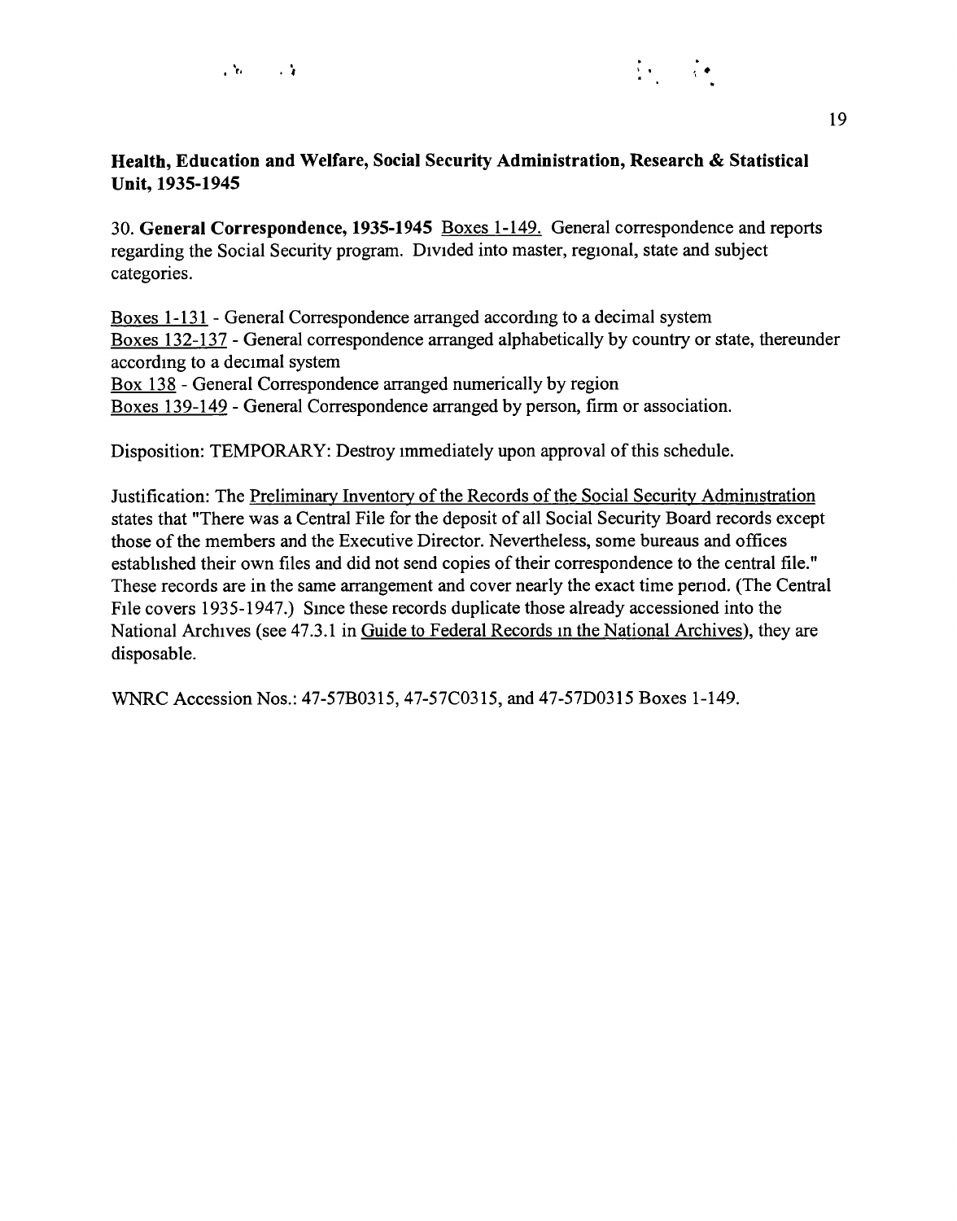**Health, Education and Welfare, Social Security Administration, Research & Statistical Unit, 1935-1945**

30. **General Correspondence, 1935-1945** Boxes 1-149. General correspondence and reports regarding the Social Security program. Divided into master, regional, state and subject categories.

Boxes 1-131 - General Correspondence arranged according to a decimal system
Boxes 132-137 - General correspondence arranged alphabetically by country or state, thereunder according to a decimal system
Box 138 - General Correspondence arranged numerically by region
Boxes 139-149 - General Correspondence arranged by person, firm or association.

Disposition: TEMPORARY: Destroy immediately upon approval of this schedule.

Justification: The Preliminary Inventory of the Records of the Social Security Administration states that "There was a Central File for the deposit of all Social Security Board records except those of the members and the Executive Director. Nevertheless, some bureaus and offices established their own files and did not send copies of their correspondence to the central file." These records are in the same arrangement and cover nearly the exact time period. (The Central File covers 1935-1947.) Since these records duplicate those already accessioned into the National Archives (see 47.3.1 in Guide to Federal Records in the National Archives), they are disposable.

WNRC Accession Nos.: 47-57B0315, 47-57C0315, and 47-57D0315 Boxes 1-149.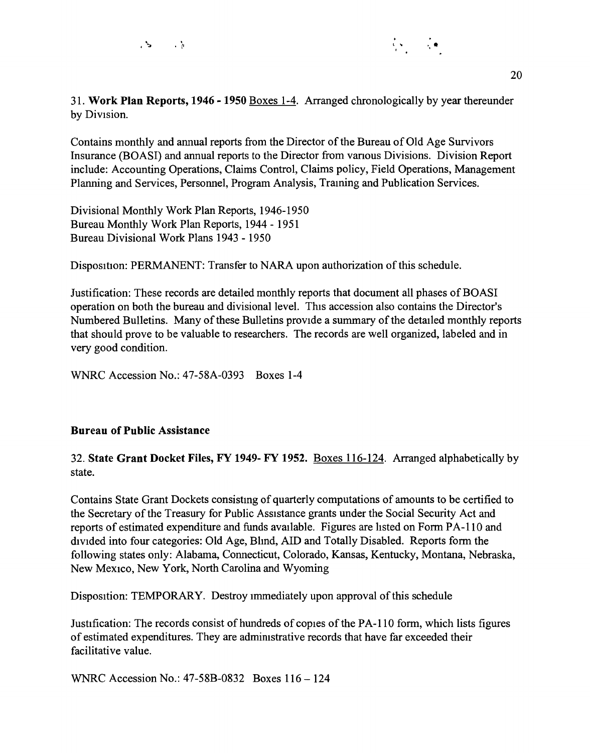31. **Work Plan Reports, 1946 - 1950** Boxes 1-4. Arranged chronologically by year thereunder by Division.

Contains monthly and annual reports from the Director of the Bureau of Old Age Survivors Insurance (BOASI) and annual reports to the Director from various Divisions. Division Report include: Accounting Operations, Claims Control, Claims policy, Field Operations, Management Planning and Services, Personnel, Program Analysis, Training and Publication Services.

Divisional Monthly Work Plan Reports, 1946-1950
Bureau Monthly Work Plan Reports, 1944 - 1951
Bureau Divisional Work Plans 1943 - 1950

Disposition: PERMANENT: Transfer to NARA upon authorization of this schedule.

Justification: These records are detailed monthly reports that document all phases of BOASI operation on both the bureau and divisional level. This accession also contains the Director's Numbered Bulletins. Many of these Bulletins provide a summary of the detailed monthly reports that should prove to be valuable to researchers. The records are well organized, labeled and in very good condition.

WNRC Accession No.: 47-58A-0393 Boxes 1-4

**Bureau of Public Assistance**

32. **State Grant Docket Files, FY 1949- FY 1952.** Boxes 116-124. Arranged alphabetically by state.

Contains State Grant Dockets consisting of quarterly computations of amounts to be certified to the Secretary of the Treasury for Public Assistance grants under the Social Security Act and reports of estimated expenditure and funds available. Figures are listed on Form PA-110 and divided into four categories: Old Age, Blind, AID and Totally Disabled. Reports form the following states only: Alabama, Connecticut, Colorado, Kansas, Kentucky, Montana, Nebraska, New Mexico, New York, North Carolina and Wyoming

Disposition: TEMPORARY. Destroy immediately upon approval of this schedule

Justification: The records consist of hundreds of copies of the PA-110 form, which lists figures of estimated expenditures. They are administrative records that have far exceeded their facilitative value.

WNRC Accession No.: 47-58B-0832 Boxes 116 – 124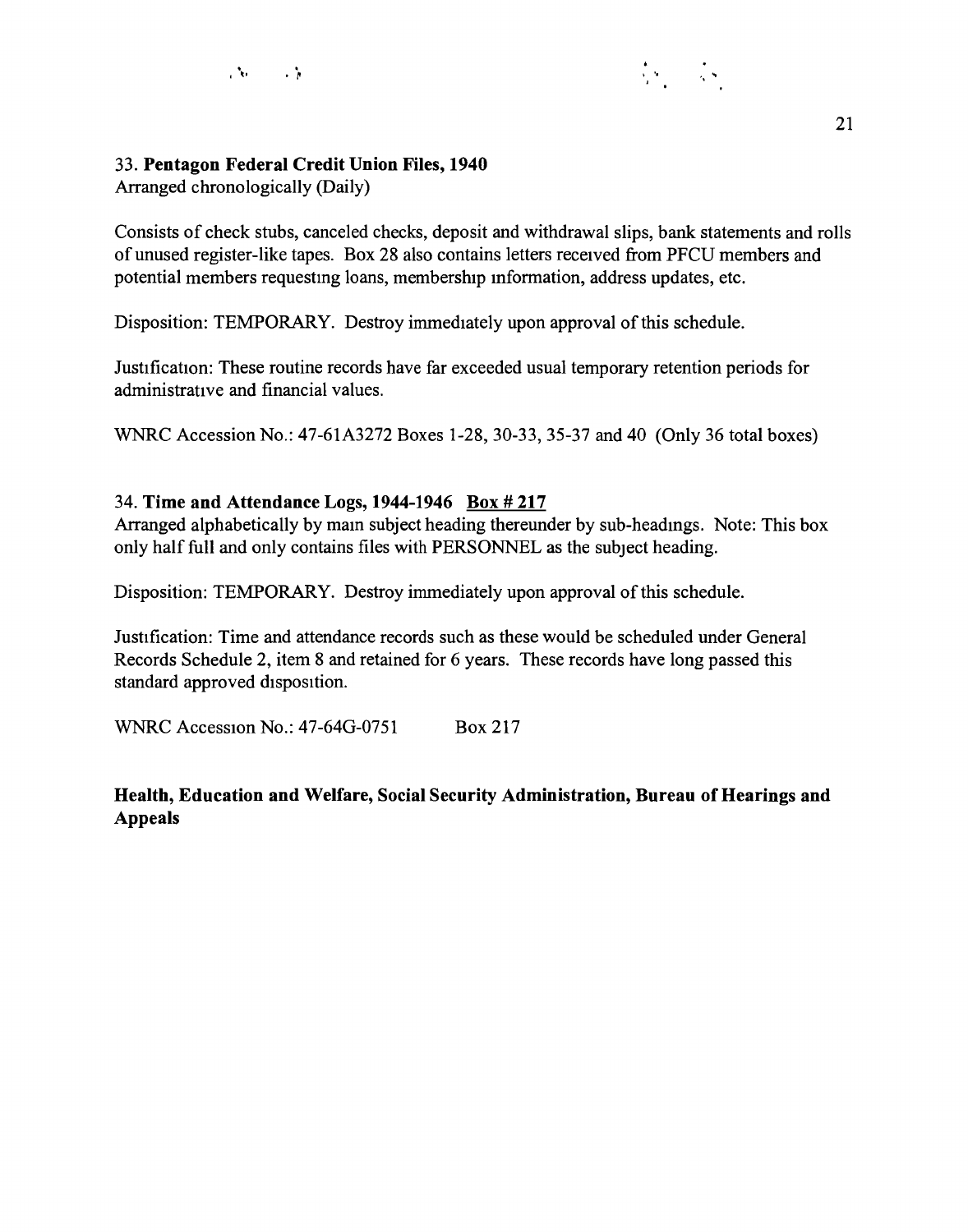33. **Pentagon Federal Credit Union Files, 1940**
Arranged chronologically (Daily)

Consists of check stubs, canceled checks, deposit and withdrawal slips, bank statements and rolls of unused register-like tapes. Box 28 also contains letters received from PFCU members and potential members requesting loans, membership information, address updates, etc.

Disposition: TEMPORARY. Destroy immediately upon approval of this schedule.

Justification: These routine records have far exceeded usual temporary retention periods for administrative and financial values.

WNRC Accession No.: 47-61A3272 Boxes 1-28, 30-33, 35-37 and 40 (Only 36 total boxes)

34. **Time and Attendance Logs, 1944-1946** **<u>Box # 217</u>**
Arranged alphabetically by main subject heading thereunder by sub-headings. Note: This box only half full and only contains files with PERSONNEL as the subject heading.

Disposition: TEMPORARY. Destroy immediately upon approval of this schedule.

Justification: Time and attendance records such as these would be scheduled under General Records Schedule 2, item 8 and retained for 6 years. These records have long passed this standard approved disposition.

WNRC Accession No.: 47-64G-0751 Box 217

**Health, Education and Welfare, Social Security Administration, Bureau of Hearings and Appeals**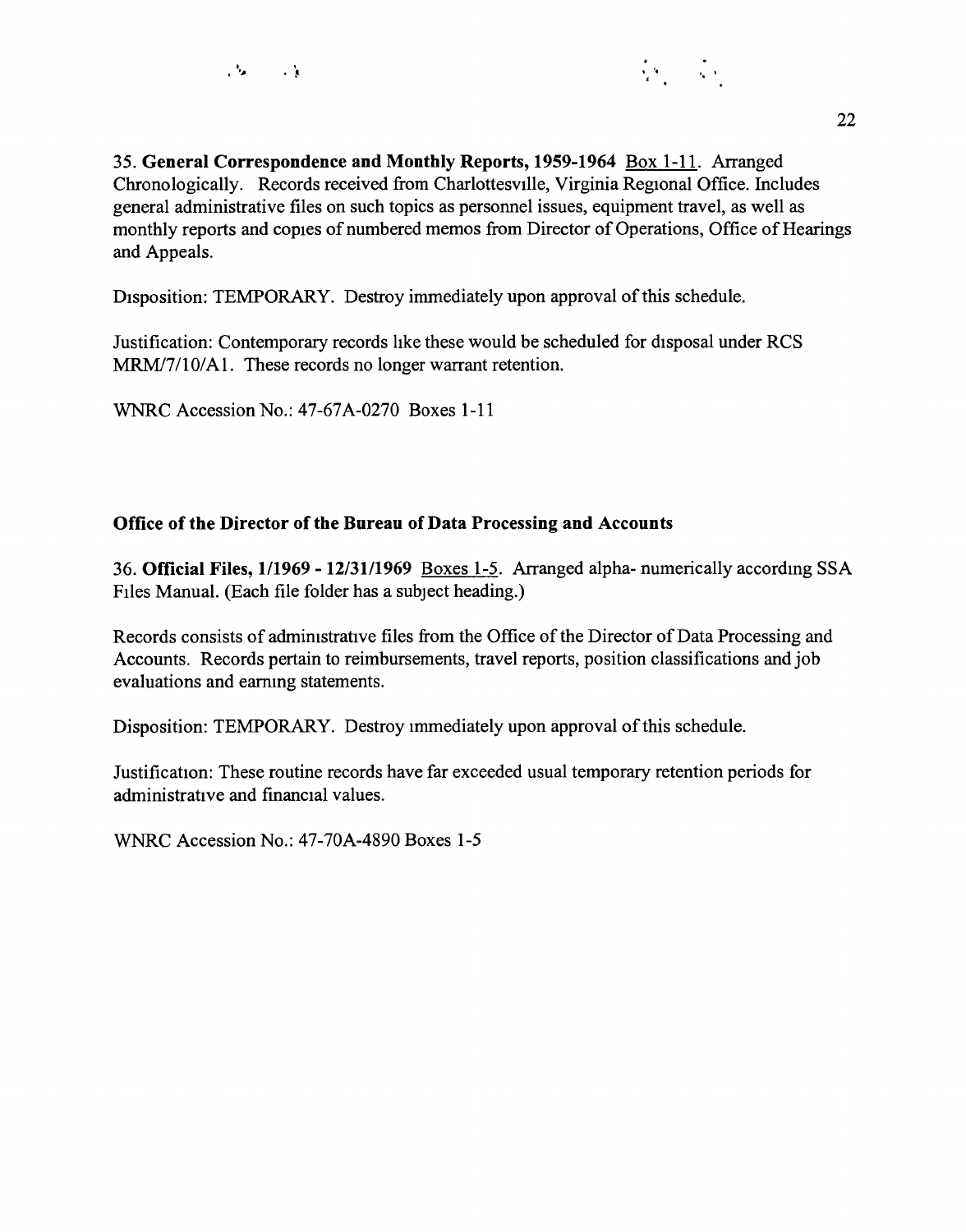35. **General Correspondence and Monthly Reports, 1959-1964** Box 1-11. Arranged Chronologically. Records received from Charlottesville, Virginia Regional Office. Includes general administrative files on such topics as personnel issues, equipment travel, as well as monthly reports and copies of numbered memos from Director of Operations, Office of Hearings and Appeals.

Disposition: TEMPORARY. Destroy immediately upon approval of this schedule.

Justification: Contemporary records like these would be scheduled for disposal under RCS MRM/7/10/A1. These records no longer warrant retention.

WNRC Accession No.: 47-67A-0270 Boxes 1-11

### Office of the Director of the Bureau of Data Processing and Accounts

36. **Official Files, 1/1969 - 12/31/1969** Boxes 1-5. Arranged alpha- numerically according SSA Files Manual. (Each file folder has a subject heading.)

Records consists of administrative files from the Office of the Director of Data Processing and Accounts. Records pertain to reimbursements, travel reports, position classifications and job evaluations and earning statements.

Disposition: TEMPORARY. Destroy immediately upon approval of this schedule.

Justification: These routine records have far exceeded usual temporary retention periods for administrative and financial values.

WNRC Accession No.: 47-70A-4890 Boxes 1-5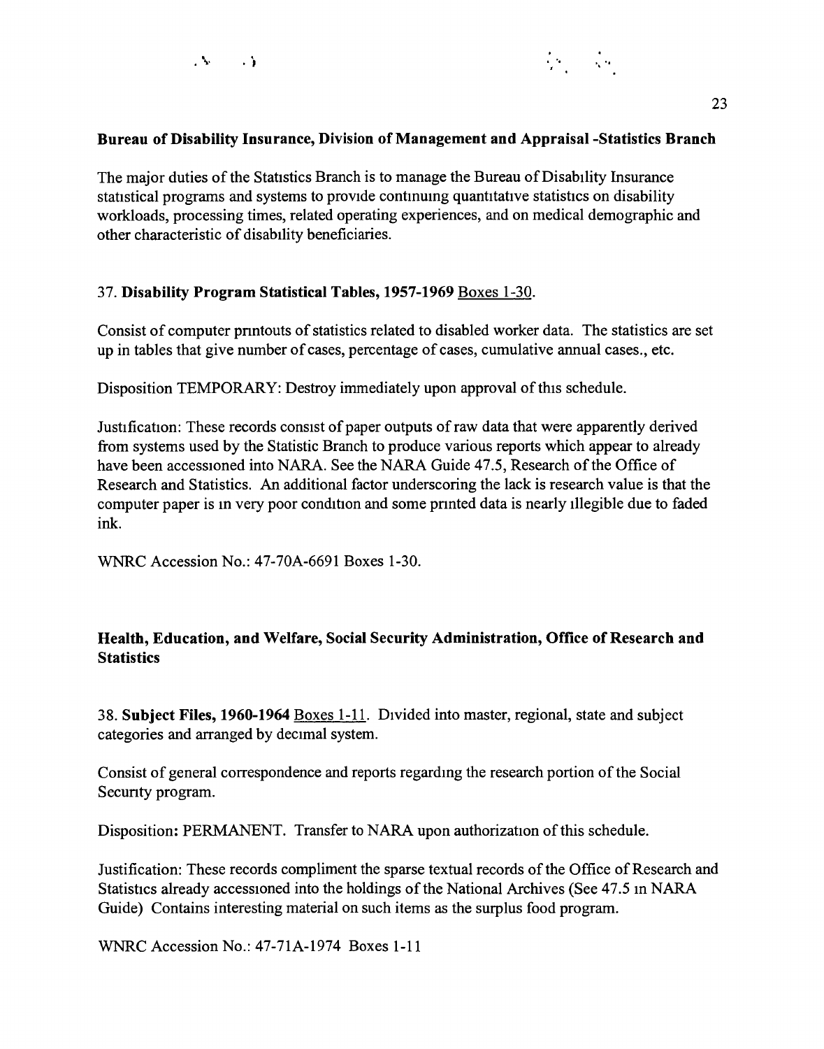**Bureau of Disability Insurance, Division of Management and Appraisal -Statistics Branch**

The major duties of the Statistics Branch is to manage the Bureau of Disability Insurance statistical programs and systems to provide continuing quantitative statistics on disability workloads, processing times, related operating experiences, and on medical demographic and other characteristic of disability beneficiaries.

37. **Disability Program Statistical Tables, 1957-1969** Boxes 1-30.

Consist of computer printouts of statistics related to disabled worker data. The statistics are set up in tables that give number of cases, percentage of cases, cumulative annual cases., etc.

Disposition TEMPORARY: Destroy immediately upon approval of this schedule.

Justification: These records consist of paper outputs of raw data that were apparently derived from systems used by the Statistic Branch to produce various reports which appear to already have been accessioned into NARA. See the NARA Guide 47.5, Research of the Office of Research and Statistics. An additional factor underscoring the lack is research value is that the computer paper is in very poor condition and some printed data is nearly illegible due to faded ink.

WNRC Accession No.: 47-70A-6691 Boxes 1-30.

**Health, Education, and Welfare, Social Security Administration, Office of Research and Statistics**

38. **Subject Files, 1960-1964** Boxes 1-11. Divided into master, regional, state and subject categories and arranged by decimal system.

Consist of general correspondence and reports regarding the research portion of the Social Security program.

Disposition: PERMANENT. Transfer to NARA upon authorization of this schedule.

Justification: These records compliment the sparse textual records of the Office of Research and Statistics already accessioned into the holdings of the National Archives (See 47.5 in NARA Guide) Contains interesting material on such items as the surplus food program.

WNRC Accession No.: 47-71A-1974 Boxes 1-11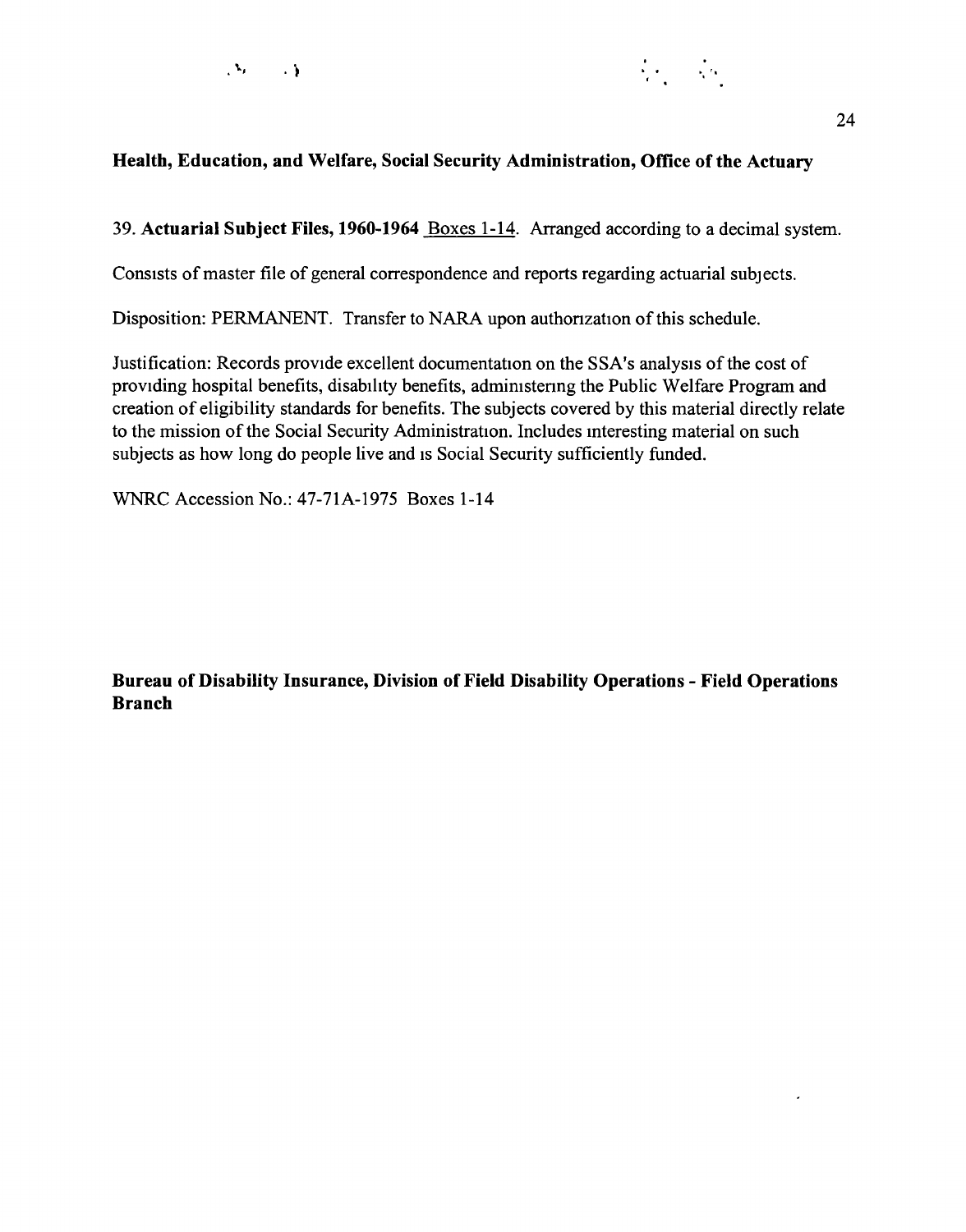**Health, Education, and Welfare, Social Security Administration, Office of the Actuary**

39. **Actuarial Subject Files, 1960-1964** Boxes 1-14. Arranged according to a decimal system.

Consists of master file of general correspondence and reports regarding actuarial subjects.

Disposition: PERMANENT. Transfer to NARA upon authorization of this schedule.

Justification: Records provide excellent documentation on the SSA's analysis of the cost of providing hospital benefits, disability benefits, administering the Public Welfare Program and creation of eligibility standards for benefits. The subjects covered by this material directly relate to the mission of the Social Security Administration. Includes interesting material on such subjects as how long do people live and is Social Security sufficiently funded.

WNRC Accession No.: 47-71A-1975 Boxes 1-14

**Bureau of Disability Insurance, Division of Field Disability Operations - Field Operations Branch**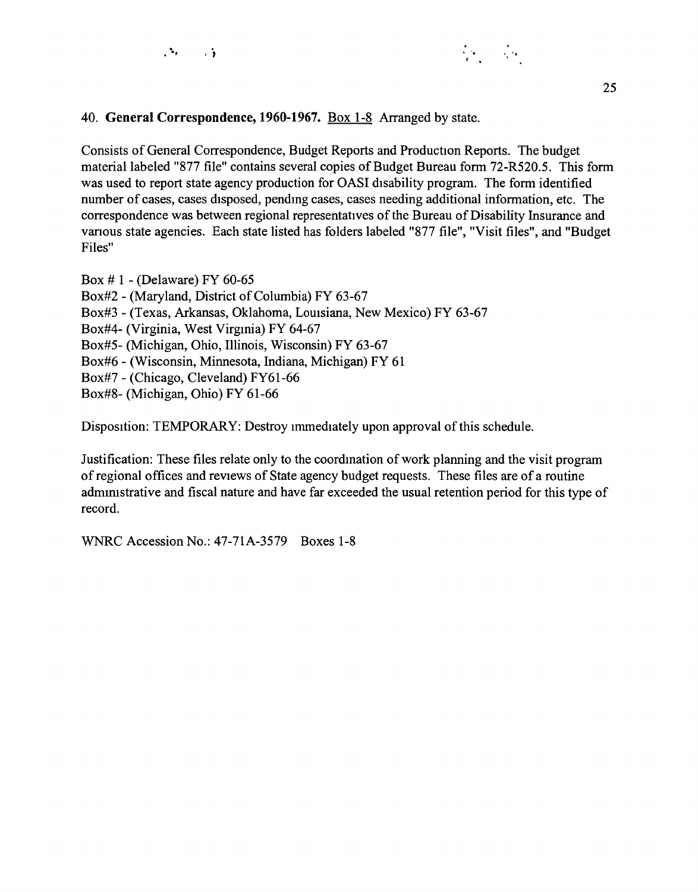40. **General Correspondence, 1960-1967.** Box 1-8 Arranged by state.

Consists of General Correspondence, Budget Reports and Production Reports. The budget material labeled "877 file" contains several copies of Budget Bureau form 72-R520.5. This form was used to report state agency production for OASI disability program. The form identified number of cases, cases disposed, pending cases, cases needing additional information, etc. The correspondence was between regional representatives of the Bureau of Disability Insurance and various state agencies. Each state listed has folders labeled "877 file", "Visit files", and "Budget Files"

Box # 1 - (Delaware) FY 60-65
Box#2 - (Maryland, District of Columbia) FY 63-67
Box#3 - (Texas, Arkansas, Oklahoma, Louisiana, New Mexico) FY 63-67
Box#4- (Virginia, West Virginia) FY 64-67
Box#5- (Michigan, Ohio, Illinois, Wisconsin) FY 63-67
Box#6 - (Wisconsin, Minnesota, Indiana, Michigan) FY 61
Box#7 - (Chicago, Cleveland) FY61-66
Box#8- (Michigan, Ohio) FY 61-66

Disposition: TEMPORARY: Destroy immediately upon approval of this schedule.

Justification: These files relate only to the coordination of work planning and the visit program of regional offices and reviews of State agency budget requests. These files are of a routine administrative and fiscal nature and have far exceeded the usual retention period for this type of record.

WNRC Accession No.: 47-71A-3579 Boxes 1-8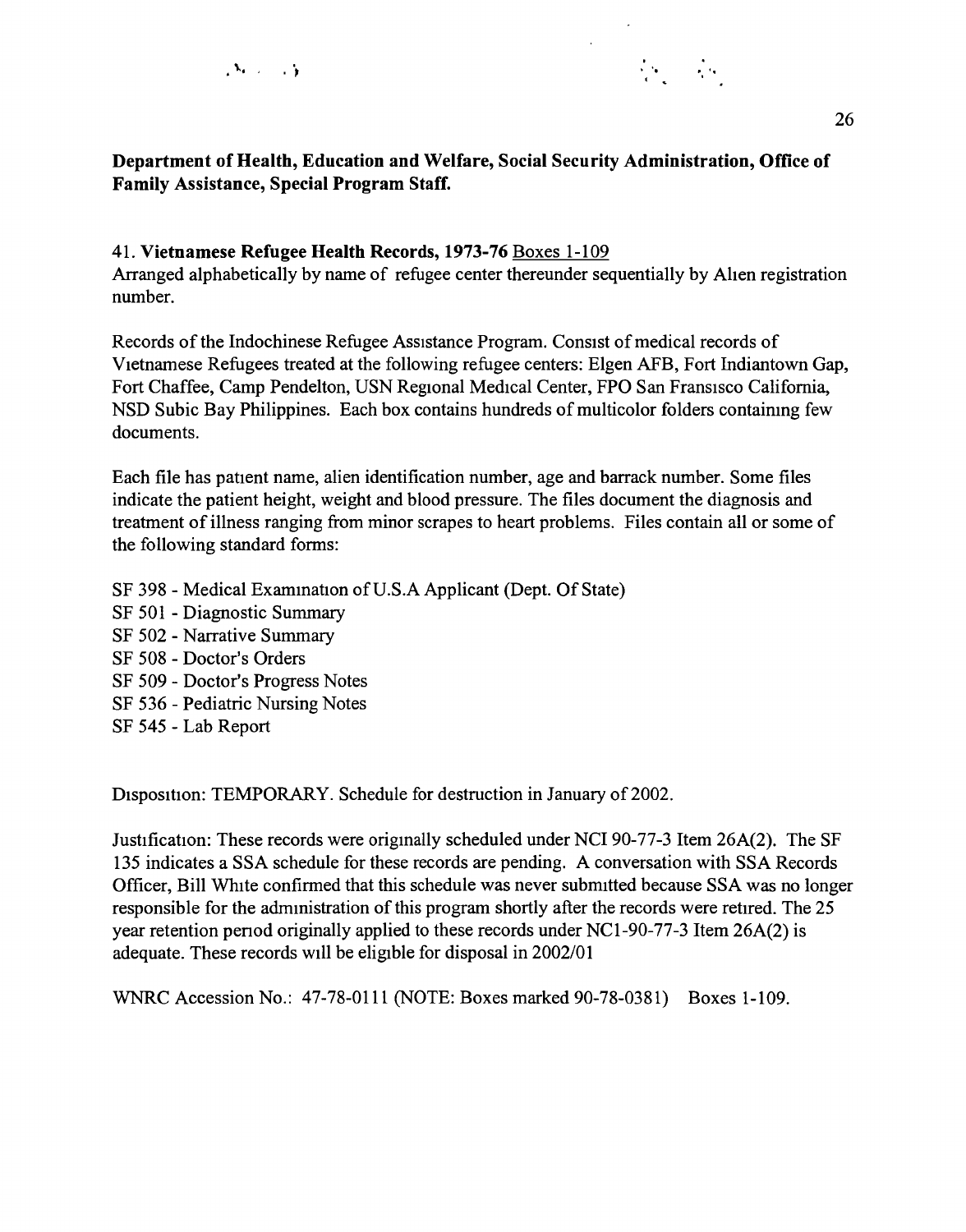**Department of Health, Education and Welfare, Social Security Administration, Office of Family Assistance, Special Program Staff.**

41. **Vietnamese Refugee Health Records, 1973-76** Boxes 1-109
Arranged alphabetically by name of refugee center thereunder sequentially by Alien registration number.

Records of the Indochinese Refugee Assistance Program. Consist of medical records of Vietnamese Refugees treated at the following refugee centers: Elgen AFB, Fort Indiantown Gap, Fort Chaffee, Camp Pendelton, USN Regional Medical Center, FPO San Fransisco California, NSD Subic Bay Philippines. Each box contains hundreds of multicolor folders containing few documents.

Each file has patient name, alien identification number, age and barrack number. Some files indicate the patient height, weight and blood pressure. The files document the diagnosis and treatment of illness ranging from minor scrapes to heart problems. Files contain all or some of the following standard forms:

SF 398 - Medical Examination of U.S.A Applicant (Dept. Of State)
SF 501 - Diagnostic Summary
SF 502 - Narrative Summary
SF 508 - Doctor's Orders
SF 509 - Doctor's Progress Notes
SF 536 - Pediatric Nursing Notes
SF 545 - Lab Report

Disposition: TEMPORARY. Schedule for destruction in January of 2002.

Justification: These records were originally scheduled under NCI 90-77-3 Item 26A(2). The SF 135 indicates a SSA schedule for these records are pending. A conversation with SSA Records Officer, Bill White confirmed that this schedule was never submitted because SSA was no longer responsible for the administration of this program shortly after the records were retired. The 25 year retention period originally applied to these records under NC1-90-77-3 Item 26A(2) is adequate. These records will be eligible for disposal in 2002/01

WNRC Accession No.: 47-78-0111 (NOTE: Boxes marked 90-78-0381) Boxes 1-109.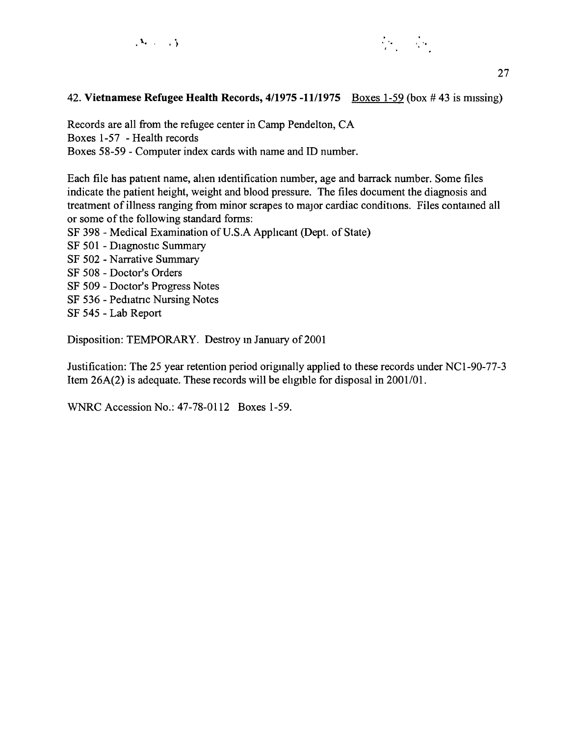**42. Vietnamese Refugee Health Records, 4/1975 -11/1975** Boxes 1-59 (box # 43 is missing)

Records are all from the refugee center in Camp Pendelton, CA
Boxes 1-57 - Health records
Boxes 58-59 - Computer index cards with name and ID number.

Each file has patient name, alien identification number, age and barrack number. Some files indicate the patient height, weight and blood pressure. The files document the diagnosis and treatment of illness ranging from minor scrapes to major cardiac conditions. Files contained all or some of the following standard forms:

SF 398 - Medical Examination of U.S.A Applicant (Dept. of State)
SF 501 - Diagnostic Summary
SF 502 - Narrative Summary
SF 508 - Doctor's Orders
SF 509 - Doctor's Progress Notes
SF 536 - Pediatric Nursing Notes
SF 545 - Lab Report

Disposition: TEMPORARY. Destroy in January of 2001

Justification: The 25 year retention period originally applied to these records under NC1-90-77-3 Item 26A(2) is adequate. These records will be eligible for disposal in 2001/01.

WNRC Accession No.: 47-78-0112 Boxes 1-59.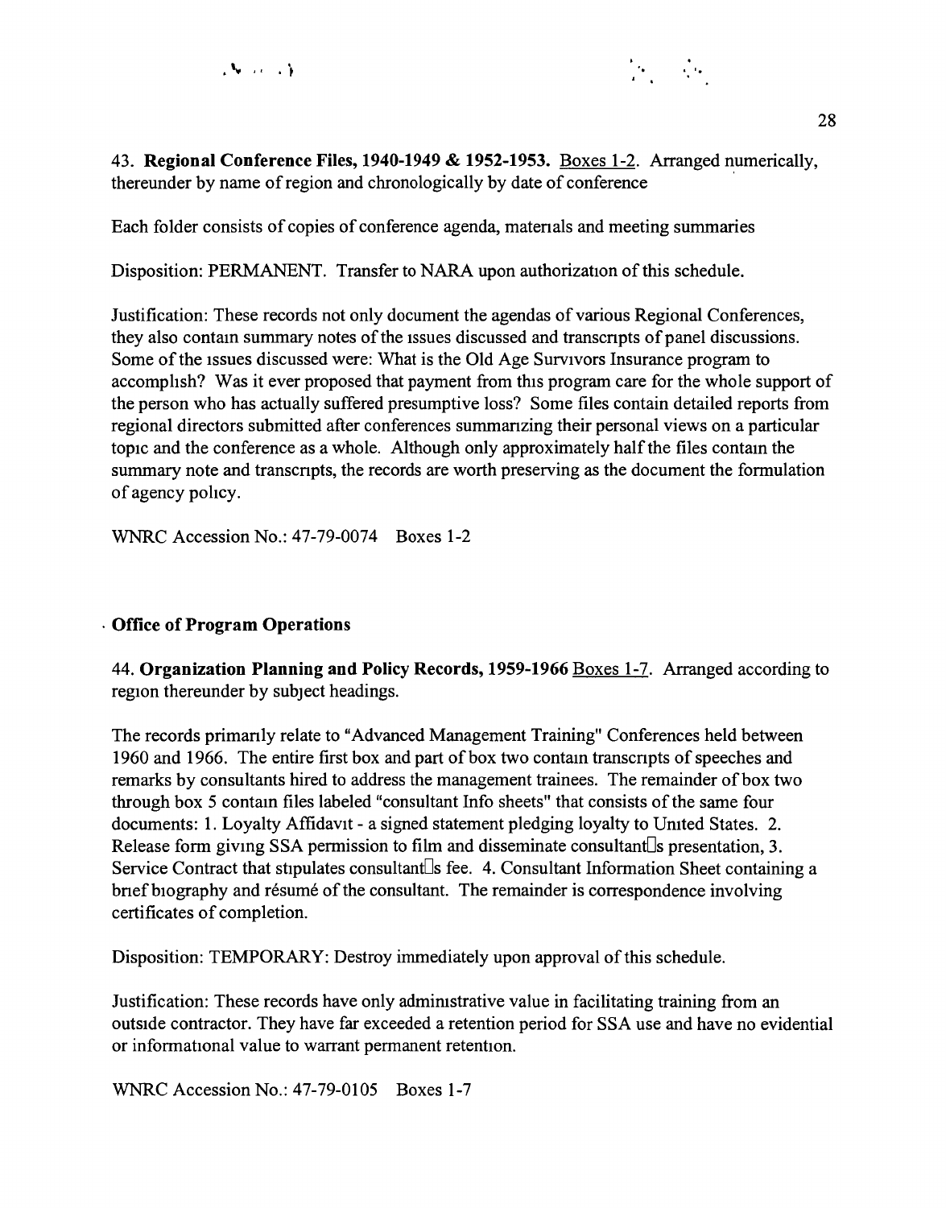43. **Regional Conference Files, 1940-1949 & 1952-1953.** Boxes 1-2. Arranged numerically, thereunder by name of region and chronologically by date of conference

Each folder consists of copies of conference agenda, materials and meeting summaries

Disposition: PERMANENT. Transfer to NARA upon authorization of this schedule.

Justification: These records not only document the agendas of various Regional Conferences, they also contain summary notes of the issues discussed and transcripts of panel discussions. Some of the issues discussed were: What is the Old Age Survivors Insurance program to accomplish? Was it ever proposed that payment from this program care for the whole support of the person who has actually suffered presumptive loss? Some files contain detailed reports from regional directors submitted after conferences summarizing their personal views on a particular topic and the conference as a whole. Although only approximately half the files contain the summary note and transcripts, the records are worth preserving as the document the formulation of agency policy.

WNRC Accession No.: 47-79-0074 Boxes 1-2

**Office of Program Operations**

44. **Organization Planning and Policy Records, 1959-1966** Boxes 1-7. Arranged according to region thereunder by subject headings.

The records primarily relate to "Advanced Management Training" Conferences held between 1960 and 1966. The entire first box and part of box two contain transcripts of speeches and remarks by consultants hired to address the management trainees. The remainder of box two through box 5 contain files labeled "consultant Info sheets" that consists of the same four documents: 1. Loyalty Affidavit - a signed statement pledging loyalty to United States. 2. Release form giving SSA permission to film and disseminate consultant's presentation, 3. Service Contract that stipulates consultant's fee. 4. Consultant Information Sheet containing a brief biography and résumé of the consultant. The remainder is correspondence involving certificates of completion.

Disposition: TEMPORARY: Destroy immediately upon approval of this schedule.

Justification: These records have only administrative value in facilitating training from an outside contractor. They have far exceeded a retention period for SSA use and have no evidential or informational value to warrant permanent retention.

WNRC Accession No.: 47-79-0105 Boxes 1-7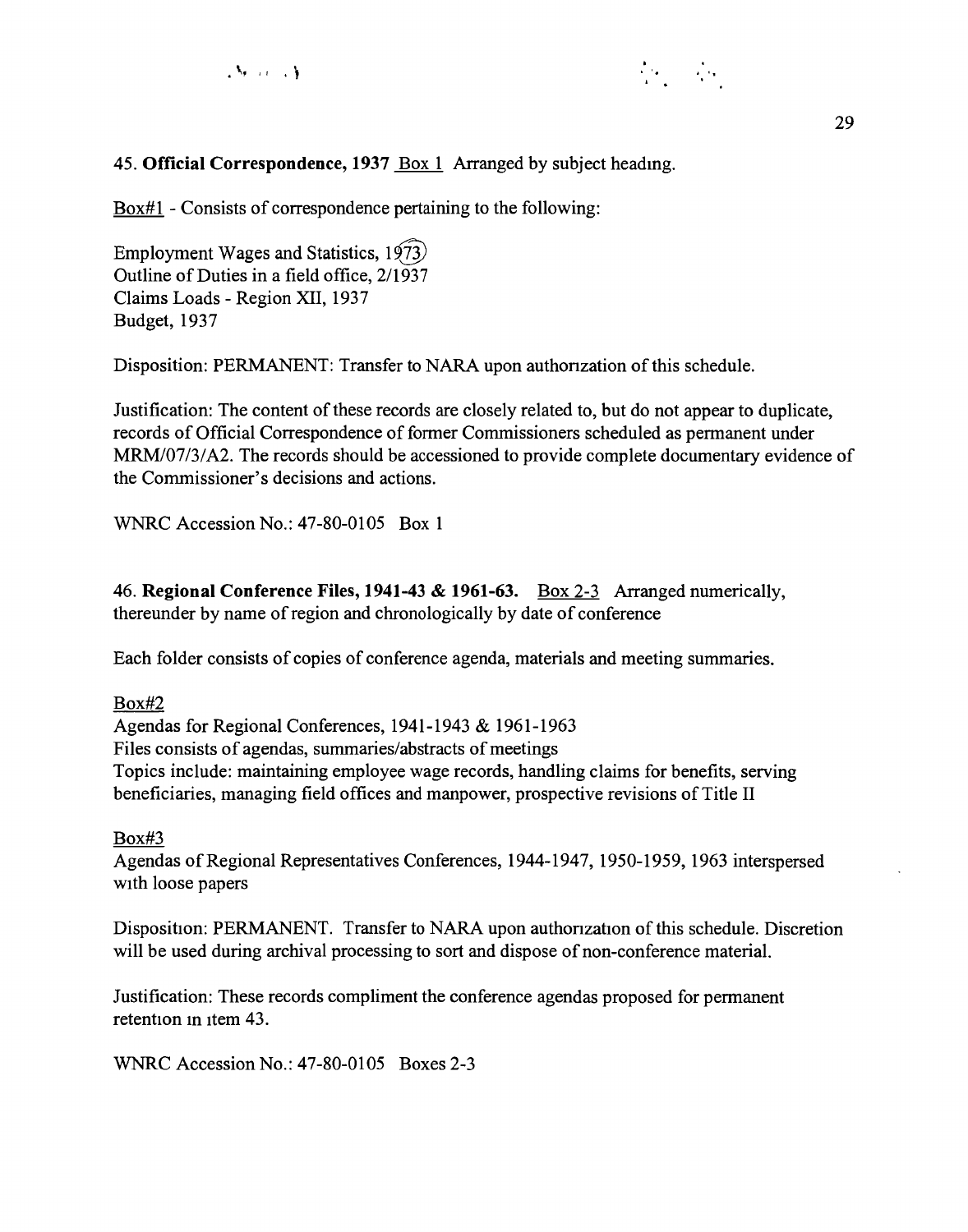45. **Official Correspondence, 1937** Box 1 Arranged by subject heading.

Box#1 - Consists of correspondence pertaining to the following:

Employment Wages and Statistics, 1973
Outline of Duties in a field office, 2/1937
Claims Loads - Region XII, 1937
Budget, 1937

Disposition: PERMANENT: Transfer to NARA upon authorization of this schedule.

Justification: The content of these records are closely related to, but do not appear to duplicate, records of Official Correspondence of former Commissioners scheduled as permanent under MRM/07/3/A2. The records should be accessioned to provide complete documentary evidence of the Commissioner's decisions and actions.

WNRC Accession No.: 47-80-0105 Box 1

46. **Regional Conference Files, 1941-43 & 1961-63.** Box 2-3 Arranged numerically, thereunder by name of region and chronologically by date of conference

Each folder consists of copies of conference agenda, materials and meeting summaries.

Box#2
Agendas for Regional Conferences, 1941-1943 & 1961-1963
Files consists of agendas, summaries/abstracts of meetings
Topics include: maintaining employee wage records, handling claims for benefits, serving beneficiaries, managing field offices and manpower, prospective revisions of Title II

Box#3
Agendas of Regional Representatives Conferences, 1944-1947, 1950-1959, 1963 interspersed with loose papers

Disposition: PERMANENT. Transfer to NARA upon authorization of this schedule. Discretion will be used during archival processing to sort and dispose of non-conference material.

Justification: These records compliment the conference agendas proposed for permanent retention in item 43.

WNRC Accession No.: 47-80-0105 Boxes 2-3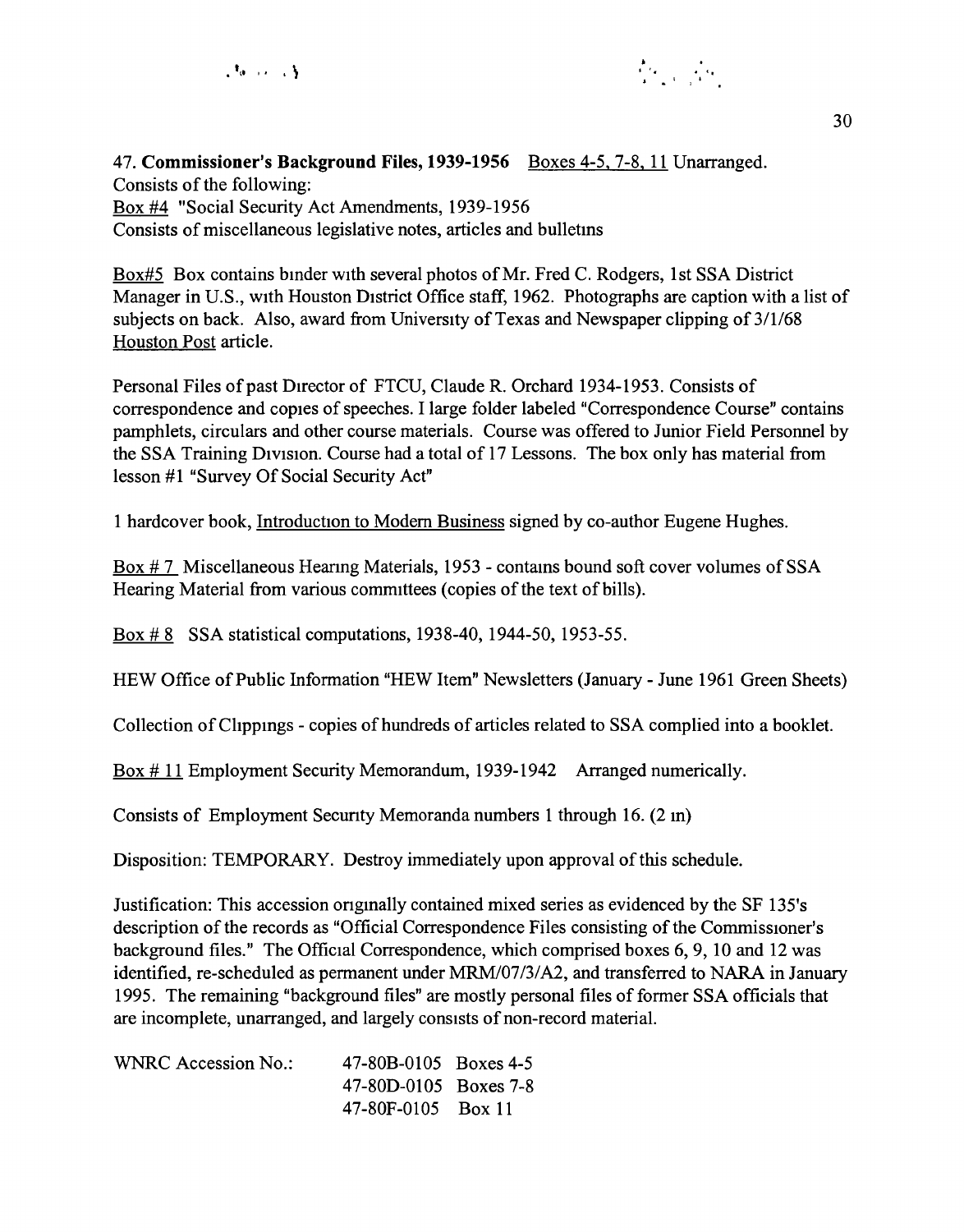**47. Commissioner's Background Files, 1939-1956** Boxes 4-5, 7-8, 11 Unarranged.
Consists of the following:
Box #4 "Social Security Act Amendments, 1939-1956
Consists of miscellaneous legislative notes, articles and bulletins

Box#5 Box contains binder with several photos of Mr. Fred C. Rodgers, 1st SSA District Manager in U.S., with Houston District Office staff, 1962. Photographs are caption with a list of subjects on back. Also, award from University of Texas and Newspaper clipping of 3/1/68 Houston Post article.

Personal Files of past Director of FTCU, Claude R. Orchard 1934-1953. Consists of correspondence and copies of speeches. I large folder labeled "Correspondence Course" contains pamphlets, circulars and other course materials. Course was offered to Junior Field Personnel by the SSA Training Division. Course had a total of 17 Lessons. The box only has material from lesson #1 "Survey Of Social Security Act"

1 hardcover book, Introduction to Modern Business signed by co-author Eugene Hughes.

Box # 7 Miscellaneous Hearing Materials, 1953 - contains bound soft cover volumes of SSA Hearing Material from various committees (copies of the text of bills).

Box # 8 SSA statistical computations, 1938-40, 1944-50, 1953-55.

HEW Office of Public Information "HEW Item" Newsletters (January - June 1961 Green Sheets)

Collection of Clippings - copies of hundreds of articles related to SSA complied into a booklet.

Box # 11 Employment Security Memorandum, 1939-1942 Arranged numerically.

Consists of Employment Security Memoranda numbers 1 through 16. (2 in)

Disposition: TEMPORARY. Destroy immediately upon approval of this schedule.

Justification: This accession originally contained mixed series as evidenced by the SF 135's description of the records as "Official Correspondence Files consisting of the Commissioner's background files." The Official Correspondence, which comprised boxes 6, 9, 10 and 12 was identified, re-scheduled as permanent under MRM/07/3/A2, and transferred to NARA in January 1995. The remaining "background files" are mostly personal files of former SSA officials that are incomplete, unarranged, and largely consists of non-record material.

| | | |
|---|---|---|
| WNRC Accession No.: | 47-80B-0105 | Boxes 4-5 |
| | 47-80D-0105 | Boxes 7-8 |
| | 47-80F-0105 | Box 11 |